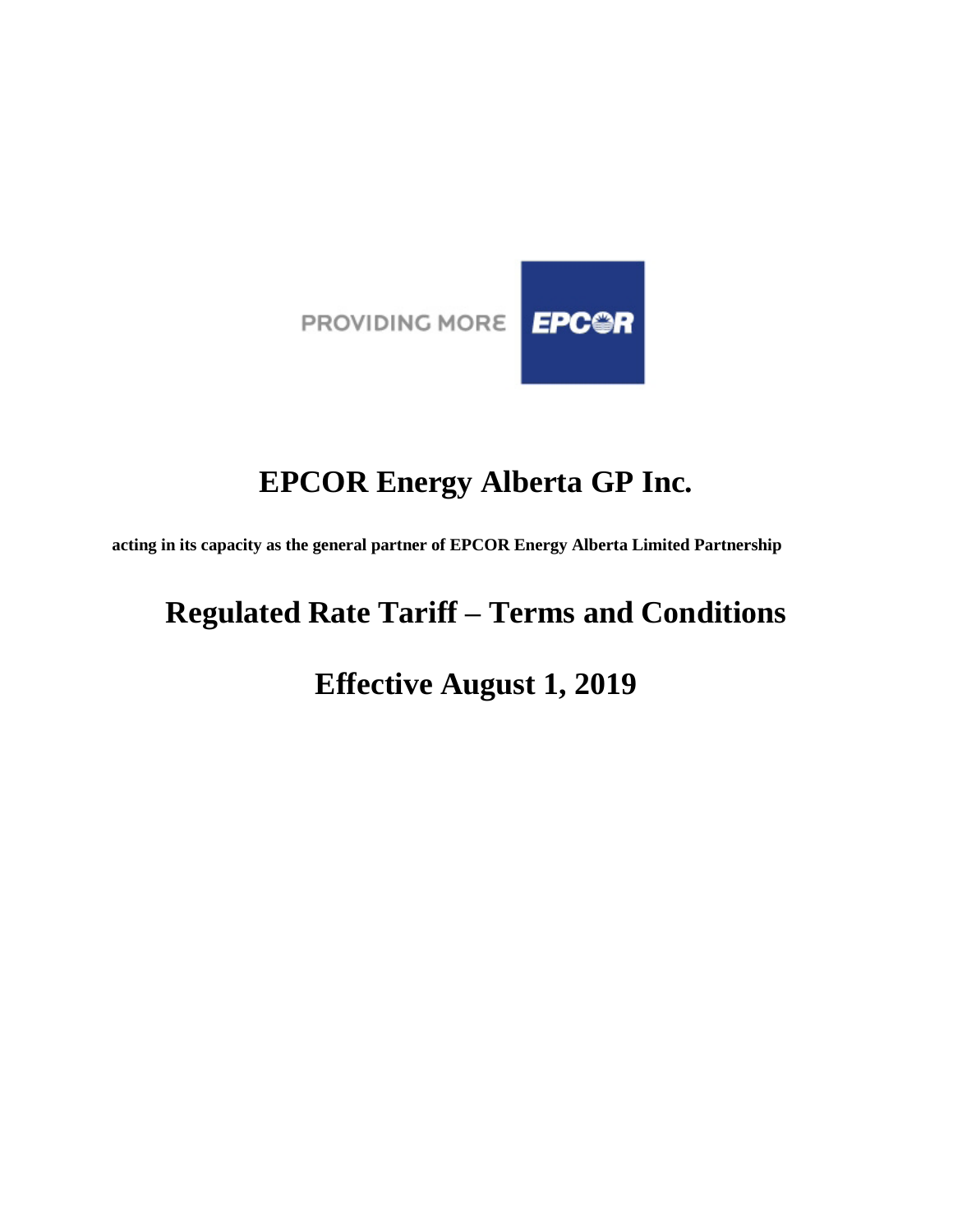PROVIDING MORE EPCOR

# EPCOR Energy Alberta GP Inc.

**acting in its capacity as the general partner of EPCOR Energy Alberta Limited Partnership**

# Regulated Rate Tariff – Terms and Conditions

# Effective August 1, 2019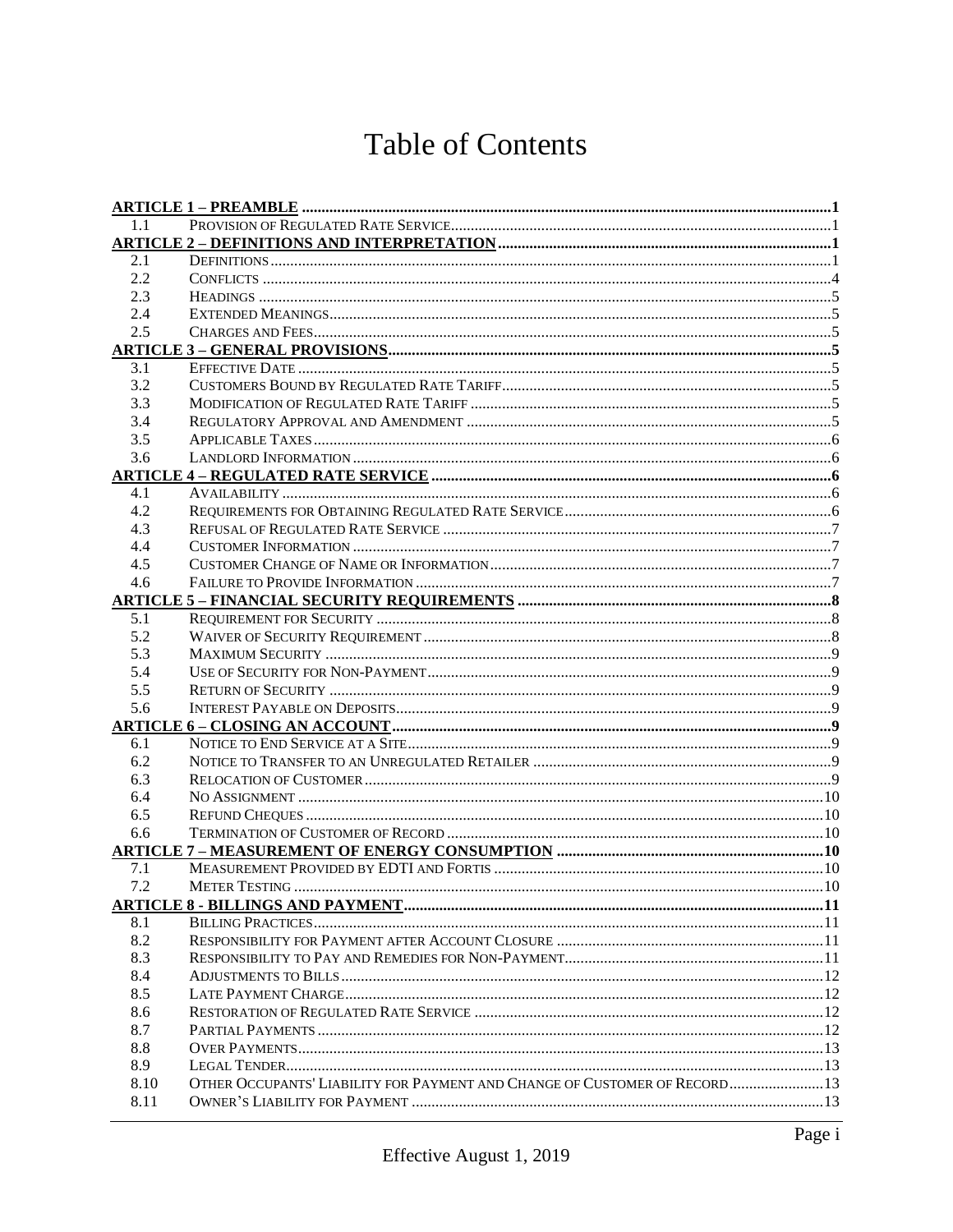# Table of Contents

| | | |
|---|---|---|
| **ARTICLE 1 – PREAMBLE** | | **1** |
| 1.1 | PROVISION OF REGULATED RATE SERVICE | 1 |
| **ARTICLE 2 – DEFINITIONS AND INTERPRETATION** | | **1** |
| 2.1 | DEFINITIONS | 1 |
| 2.2 | CONFLICTS | 4 |
| 2.3 | HEADINGS | 5 |
| 2.4 | EXTENDED MEANINGS | 5 |
| 2.5 | CHARGES AND FEES | 5 |
| **ARTICLE 3 – GENERAL PROVISIONS** | | **5** |
| 3.1 | EFFECTIVE DATE | 5 |
| 3.2 | CUSTOMERS BOUND BY REGULATED RATE TARIFF | 5 |
| 3.3 | MODIFICATION OF REGULATED RATE TARIFF | 5 |
| 3.4 | REGULATORY APPROVAL AND AMENDMENT | 5 |
| 3.5 | APPLICABLE TAXES | 6 |
| 3.6 | LANDLORD INFORMATION | 6 |
| **ARTICLE 4 – REGULATED RATE SERVICE** | | **6** |
| 4.1 | AVAILABILITY | 6 |
| 4.2 | REQUIREMENTS FOR OBTAINING REGULATED RATE SERVICE | 6 |
| 4.3 | REFUSAL OF REGULATED RATE SERVICE | 7 |
| 4.4 | CUSTOMER INFORMATION | 7 |
| 4.5 | CUSTOMER CHANGE OF NAME OR INFORMATION | 7 |
| 4.6 | FAILURE TO PROVIDE INFORMATION | 7 |
| **ARTICLE 5 – FINANCIAL SECURITY REQUIREMENTS** | | **8** |
| 5.1 | REQUIREMENT FOR SECURITY | 8 |
| 5.2 | WAIVER OF SECURITY REQUIREMENT | 8 |
| 5.3 | MAXIMUM SECURITY | 9 |
| 5.4 | USE OF SECURITY FOR NON-PAYMENT | 9 |
| 5.5 | RETURN OF SECURITY | 9 |
| 5.6 | INTEREST PAYABLE ON DEPOSITS | 9 |
| **ARTICLE 6 – CLOSING AN ACCOUNT** | | **9** |
| 6.1 | NOTICE TO END SERVICE AT A SITE | 9 |
| 6.2 | NOTICE TO TRANSFER TO AN UNREGULATED RETAILER | 9 |
| 6.3 | RELOCATION OF CUSTOMER | 9 |
| 6.4 | NO ASSIGNMENT | 10 |
| 6.5 | REFUND CHEQUES | 10 |
| 6.6 | TERMINATION OF CUSTOMER OF RECORD | 10 |
| **ARTICLE 7 – MEASUREMENT OF ENERGY CONSUMPTION** | | **10** |
| 7.1 | MEASUREMENT PROVIDED BY EDTI AND FORTIS | 10 |
| 7.2 | METER TESTING | 10 |
| **ARTICLE 8 - BILLINGS AND PAYMENT** | | **11** |
| 8.1 | BILLING PRACTICES | 11 |
| 8.2 | RESPONSIBILITY FOR PAYMENT AFTER ACCOUNT CLOSURE | 11 |
| 8.3 | RESPONSIBILITY TO PAY AND REMEDIES FOR NON-PAYMENT | 11 |
| 8.4 | ADJUSTMENTS TO BILLS | 12 |
| 8.5 | LATE PAYMENT CHARGE | 12 |
| 8.6 | RESTORATION OF REGULATED RATE SERVICE | 12 |
| 8.7 | PARTIAL PAYMENTS | 12 |
| 8.8 | OVER PAYMENTS | 13 |
| 8.9 | LEGAL TENDER | 13 |
| 8.10 | OTHER OCCUPANTS' LIABILITY FOR PAYMENT AND CHANGE OF CUSTOMER OF RECORD | 13 |
| 8.11 | OWNER'S LIABILITY FOR PAYMENT | 13 |

Effective August 1, 2019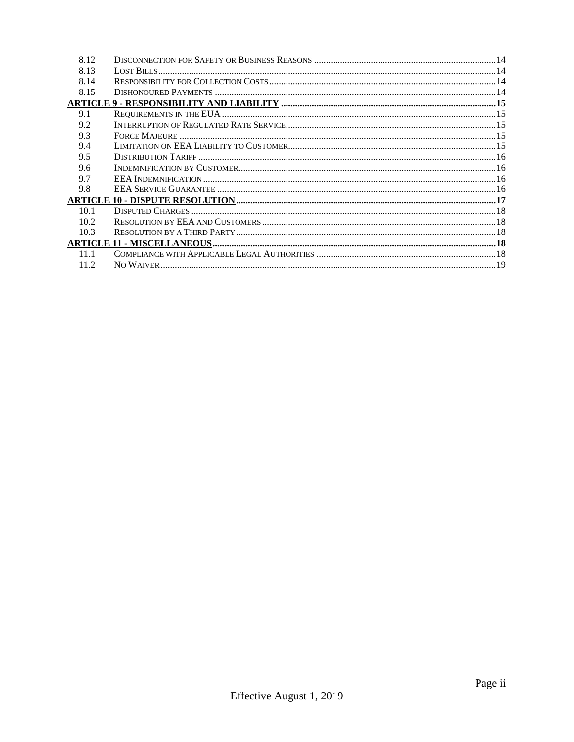| | | |
|---|---|---|
| 8.12 | DISCONNECTION FOR SAFETY OR BUSINESS REASONS | 14 |
| 8.13 | LOST BILLS | 14 |
| 8.14 | RESPONSIBILITY FOR COLLECTION COSTS | 14 |
| 8.15 | DISHONOURED PAYMENTS | 14 |
| **ARTICLE 9 - RESPONSIBILITY AND LIABILITY** | | **15** |
| 9.1 | REQUIREMENTS IN THE EUA | 15 |
| 9.2 | INTERRUPTION OF REGULATED RATE SERVICE | 15 |
| 9.3 | FORCE MAJEURE | 15 |
| 9.4 | LIMITATION ON EEA LIABILITY TO CUSTOMER | 15 |
| 9.5 | DISTRIBUTION TARIFF | 16 |
| 9.6 | INDEMNIFICATION BY CUSTOMER | 16 |
| 9.7 | EEA INDEMNIFICATION | 16 |
| 9.8 | EEA SERVICE GUARANTEE | 16 |
| **ARTICLE 10 - DISPUTE RESOLUTION** | | **17** |
| 10.1 | DISPUTED CHARGES | 18 |
| 10.2 | RESOLUTION BY EEA AND CUSTOMERS | 18 |
| 10.3 | RESOLUTION BY A THIRD PARTY | 18 |
| **ARTICLE 11 - MISCELLANEOUS** | | **18** |
| 11.1 | COMPLIANCE WITH APPLICABLE LEGAL AUTHORITIES | 18 |
| 11.2 | NO WAIVER | 19 |

Effective August 1, 2019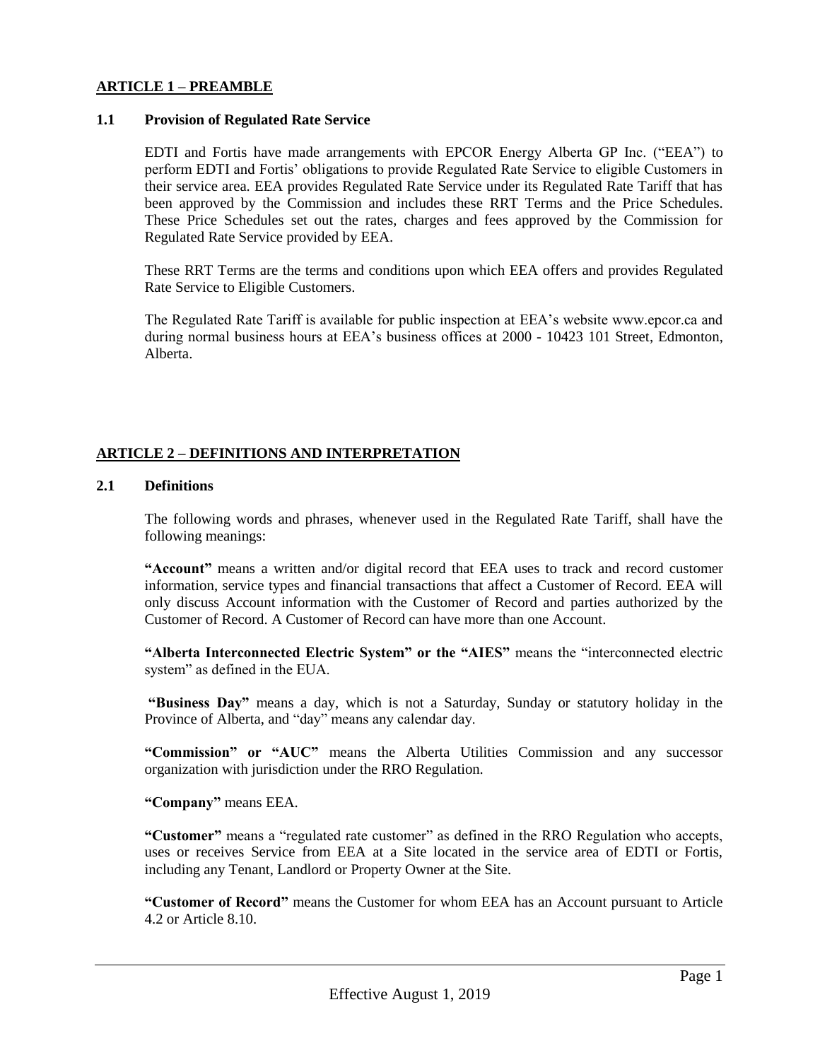## ARTICLE 1 – PREAMBLE

### 1.1 Provision of Regulated Rate Service

EDTI and Fortis have made arrangements with EPCOR Energy Alberta GP Inc. ("EEA") to perform EDTI and Fortis' obligations to provide Regulated Rate Service to eligible Customers in their service area. EEA provides Regulated Rate Service under its Regulated Rate Tariff that has been approved by the Commission and includes these RRT Terms and the Price Schedules. These Price Schedules set out the rates, charges and fees approved by the Commission for Regulated Rate Service provided by EEA.

These RRT Terms are the terms and conditions upon which EEA offers and provides Regulated Rate Service to Eligible Customers.

The Regulated Rate Tariff is available for public inspection at EEA's website www.epcor.ca and during normal business hours at EEA's business offices at 2000 - 10423 101 Street, Edmonton, Alberta.

## ARTICLE 2 – DEFINITIONS AND INTERPRETATION

### 2.1 Definitions

The following words and phrases, whenever used in the Regulated Rate Tariff, shall have the following meanings:

**"Account"** means a written and/or digital record that EEA uses to track and record customer information, service types and financial transactions that affect a Customer of Record. EEA will only discuss Account information with the Customer of Record and parties authorized by the Customer of Record. A Customer of Record can have more than one Account.

**"Alberta Interconnected Electric System" or the "AIES"** means the "interconnected electric system" as defined in the EUA.

**"Business Day"** means a day, which is not a Saturday, Sunday or statutory holiday in the Province of Alberta, and "day" means any calendar day.

**"Commission" or "AUC"** means the Alberta Utilities Commission and any successor organization with jurisdiction under the RRO Regulation.

**"Company"** means EEA.

**"Customer"** means a "regulated rate customer" as defined in the RRO Regulation who accepts, uses or receives Service from EEA at a Site located in the service area of EDTI or Fortis, including any Tenant, Landlord or Property Owner at the Site.

**"Customer of Record"** means the Customer for whom EEA has an Account pursuant to Article 4.2 or Article 8.10.

Effective August 1, 2019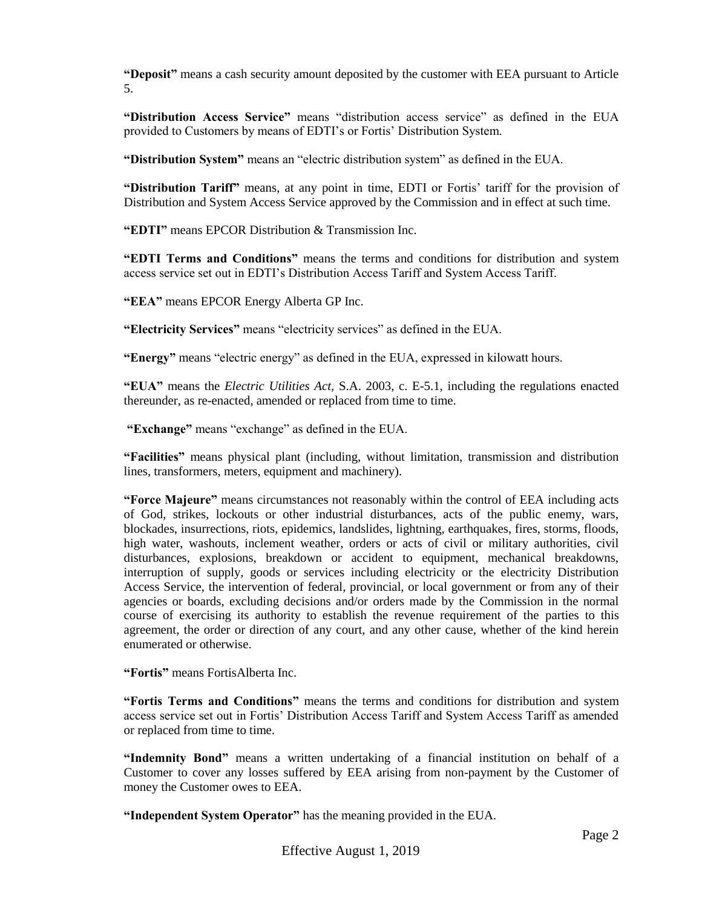**"Deposit"** means a cash security amount deposited by the customer with EEA pursuant to Article 5.

**"Distribution Access Service"** means "distribution access service" as defined in the EUA provided to Customers by means of EDTI's or Fortis' Distribution System.

**"Distribution System"** means an "electric distribution system" as defined in the EUA.

**"Distribution Tariff"** means, at any point in time, EDTI or Fortis' tariff for the provision of Distribution and System Access Service approved by the Commission and in effect at such time.

**"EDTI"** means EPCOR Distribution & Transmission Inc.

**"EDTI Terms and Conditions"** means the terms and conditions for distribution and system access service set out in EDTI's Distribution Access Tariff and System Access Tariff.

**"EEA"** means EPCOR Energy Alberta GP Inc.

**"Electricity Services"** means "electricity services" as defined in the EUA.

**"Energy"** means "electric energy" as defined in the EUA, expressed in kilowatt hours.

**"EUA"** means the *Electric Utilities Act*, S.A. 2003, c. E-5.1, including the regulations enacted thereunder, as re-enacted, amended or replaced from time to time.

**"Exchange"** means "exchange" as defined in the EUA.

**"Facilities"** means physical plant (including, without limitation, transmission and distribution lines, transformers, meters, equipment and machinery).

**"Force Majeure"** means circumstances not reasonably within the control of EEA including acts of God, strikes, lockouts or other industrial disturbances, acts of the public enemy, wars, blockades, insurrections, riots, epidemics, landslides, lightning, earthquakes, fires, storms, floods, high water, washouts, inclement weather, orders or acts of civil or military authorities, civil disturbances, explosions, breakdown or accident to equipment, mechanical breakdowns, interruption of supply, goods or services including electricity or the electricity Distribution Access Service, the intervention of federal, provincial, or local government or from any of their agencies or boards, excluding decisions and/or orders made by the Commission in the normal course of exercising its authority to establish the revenue requirement of the parties to this agreement, the order or direction of any court, and any other cause, whether of the kind herein enumerated or otherwise.

**"Fortis"** means FortisAlberta Inc.

**"Fortis Terms and Conditions"** means the terms and conditions for distribution and system access service set out in Fortis' Distribution Access Tariff and System Access Tariff as amended or replaced from time to time.

**"Indemnity Bond"** means a written undertaking of a financial institution on behalf of a Customer to cover any losses suffered by EEA arising from non-payment by the Customer of money the Customer owes to EEA.

**"Independent System Operator"** has the meaning provided in the EUA.

Effective August 1, 2019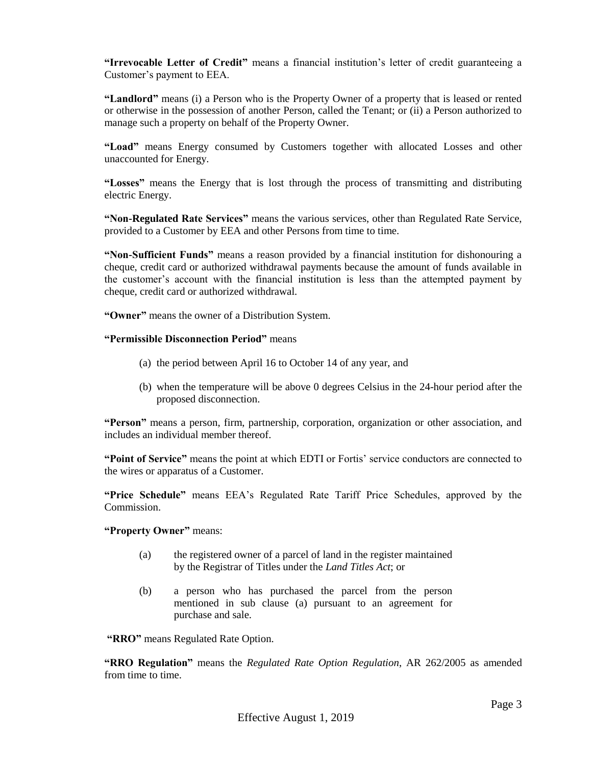**"Irrevocable Letter of Credit"** means a financial institution's letter of credit guaranteeing a Customer's payment to EEA.

**"Landlord"** means (i) a Person who is the Property Owner of a property that is leased or rented or otherwise in the possession of another Person, called the Tenant; or (ii) a Person authorized to manage such a property on behalf of the Property Owner.

**"Load"** means Energy consumed by Customers together with allocated Losses and other unaccounted for Energy.

**"Losses"** means the Energy that is lost through the process of transmitting and distributing electric Energy.

**"Non-Regulated Rate Services"** means the various services, other than Regulated Rate Service, provided to a Customer by EEA and other Persons from time to time.

**"Non-Sufficient Funds"** means a reason provided by a financial institution for dishonouring a cheque, credit card or authorized withdrawal payments because the amount of funds available in the customer's account with the financial institution is less than the attempted payment by cheque, credit card or authorized withdrawal.

**"Owner"** means the owner of a Distribution System.

**"Permissible Disconnection Period"** means

(a) the period between April 16 to October 14 of any year, and

(b) when the temperature will be above 0 degrees Celsius in the 24-hour period after the proposed disconnection.

**"Person"** means a person, firm, partnership, corporation, organization or other association, and includes an individual member thereof.

**"Point of Service"** means the point at which EDTI or Fortis' service conductors are connected to the wires or apparatus of a Customer.

**"Price Schedule"** means EEA's Regulated Rate Tariff Price Schedules, approved by the Commission.

**"Property Owner"** means:

(a) the registered owner of a parcel of land in the register maintained by the Registrar of Titles under the *Land Titles Act*; or

(b) a person who has purchased the parcel from the person mentioned in sub clause (a) pursuant to an agreement for purchase and sale.

**"RRO"** means Regulated Rate Option.

**"RRO Regulation"** means the *Regulated Rate Option Regulation*, AR 262/2005 as amended from time to time.

Effective August 1, 2019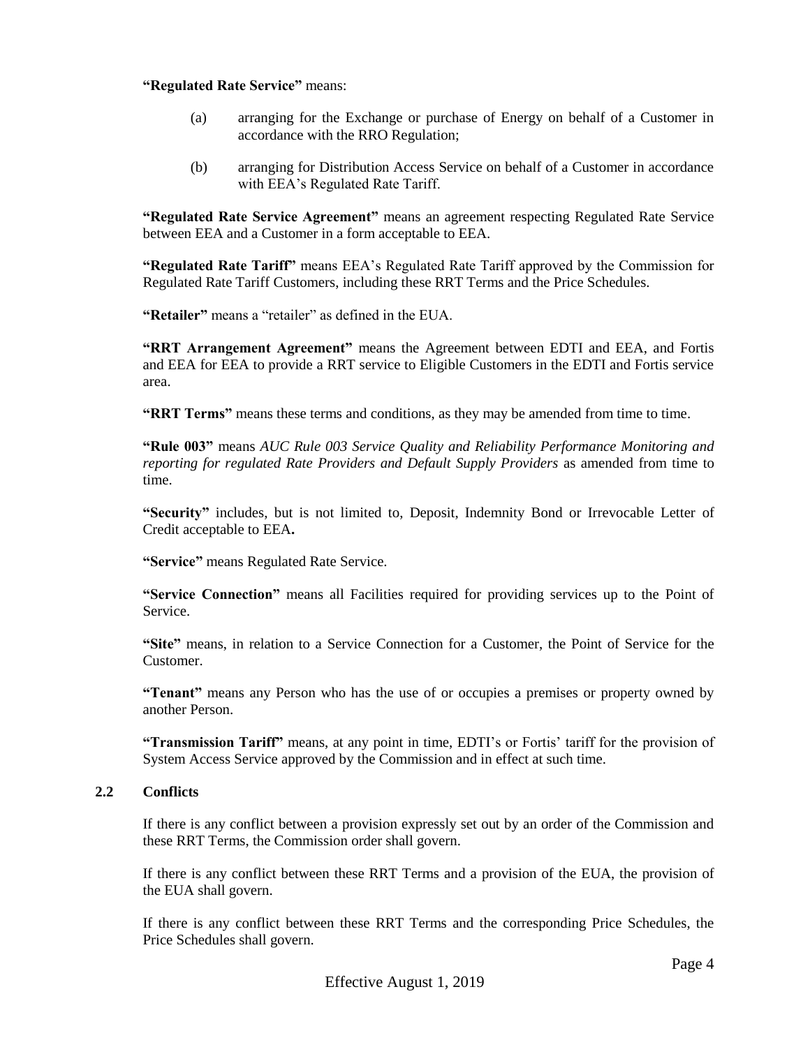**"Regulated Rate Service"** means:

- (a) arranging for the Exchange or purchase of Energy on behalf of a Customer in accordance with the RRO Regulation;
- (b) arranging for Distribution Access Service on behalf of a Customer in accordance with EEA's Regulated Rate Tariff.

**"Regulated Rate Service Agreement"** means an agreement respecting Regulated Rate Service between EEA and a Customer in a form acceptable to EEA.

**"Regulated Rate Tariff"** means EEA's Regulated Rate Tariff approved by the Commission for Regulated Rate Tariff Customers, including these RRT Terms and the Price Schedules.

**"Retailer"** means a "retailer" as defined in the EUA.

**"RRT Arrangement Agreement"** means the Agreement between EDTI and EEA, and Fortis and EEA for EEA to provide a RRT service to Eligible Customers in the EDTI and Fortis service area.

**"RRT Terms"** means these terms and conditions, as they may be amended from time to time.

**"Rule 003"** means *AUC Rule 003 Service Quality and Reliability Performance Monitoring and reporting for regulated Rate Providers and Default Supply Providers* as amended from time to time.

**"Security"** includes, but is not limited to, Deposit, Indemnity Bond or Irrevocable Letter of Credit acceptable to EEA**.**

**"Service"** means Regulated Rate Service.

**"Service Connection"** means all Facilities required for providing services up to the Point of Service.

**"Site"** means, in relation to a Service Connection for a Customer, the Point of Service for the Customer.

**"Tenant"** means any Person who has the use of or occupies a premises or property owned by another Person.

**"Transmission Tariff"** means, at any point in time, EDTI's or Fortis' tariff for the provision of System Access Service approved by the Commission and in effect at such time.

### 2.2 Conflicts

If there is any conflict between a provision expressly set out by an order of the Commission and these RRT Terms, the Commission order shall govern.

If there is any conflict between these RRT Terms and a provision of the EUA, the provision of the EUA shall govern.

If there is any conflict between these RRT Terms and the corresponding Price Schedules, the Price Schedules shall govern.

Effective August 1, 2019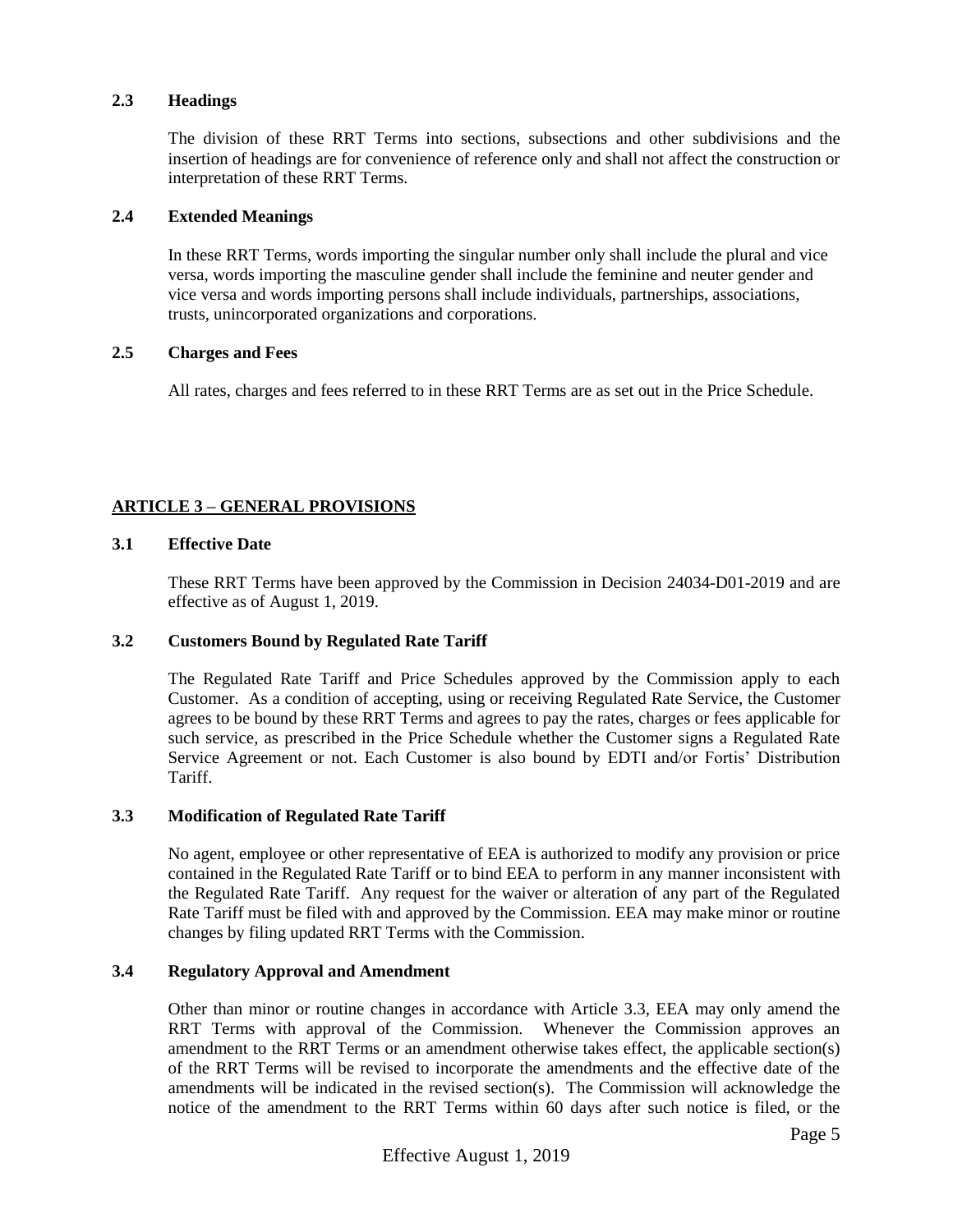### 2.3 Headings

The division of these RRT Terms into sections, subsections and other subdivisions and the insertion of headings are for convenience of reference only and shall not affect the construction or interpretation of these RRT Terms.

### 2.4 Extended Meanings

In these RRT Terms, words importing the singular number only shall include the plural and vice versa, words importing the masculine gender shall include the feminine and neuter gender and vice versa and words importing persons shall include individuals, partnerships, associations, trusts, unincorporated organizations and corporations.

### 2.5 Charges and Fees

All rates, charges and fees referred to in these RRT Terms are as set out in the Price Schedule.

## ARTICLE 3 – GENERAL PROVISIONS

### 3.1 Effective Date

These RRT Terms have been approved by the Commission in Decision 24034-D01-2019 and are effective as of August 1, 2019.

### 3.2 Customers Bound by Regulated Rate Tariff

The Regulated Rate Tariff and Price Schedules approved by the Commission apply to each Customer. As a condition of accepting, using or receiving Regulated Rate Service, the Customer agrees to be bound by these RRT Terms and agrees to pay the rates, charges or fees applicable for such service, as prescribed in the Price Schedule whether the Customer signs a Regulated Rate Service Agreement or not. Each Customer is also bound by EDTI and/or Fortis' Distribution Tariff.

### 3.3 Modification of Regulated Rate Tariff

No agent, employee or other representative of EEA is authorized to modify any provision or price contained in the Regulated Rate Tariff or to bind EEA to perform in any manner inconsistent with the Regulated Rate Tariff. Any request for the waiver or alteration of any part of the Regulated Rate Tariff must be filed with and approved by the Commission. EEA may make minor or routine changes by filing updated RRT Terms with the Commission.

### 3.4 Regulatory Approval and Amendment

Other than minor or routine changes in accordance with Article 3.3, EEA may only amend the RRT Terms with approval of the Commission. Whenever the Commission approves an amendment to the RRT Terms or an amendment otherwise takes effect, the applicable section(s) of the RRT Terms will be revised to incorporate the amendments and the effective date of the amendments will be indicated in the revised section(s). The Commission will acknowledge the notice of the amendment to the RRT Terms within 60 days after such notice is filed, or the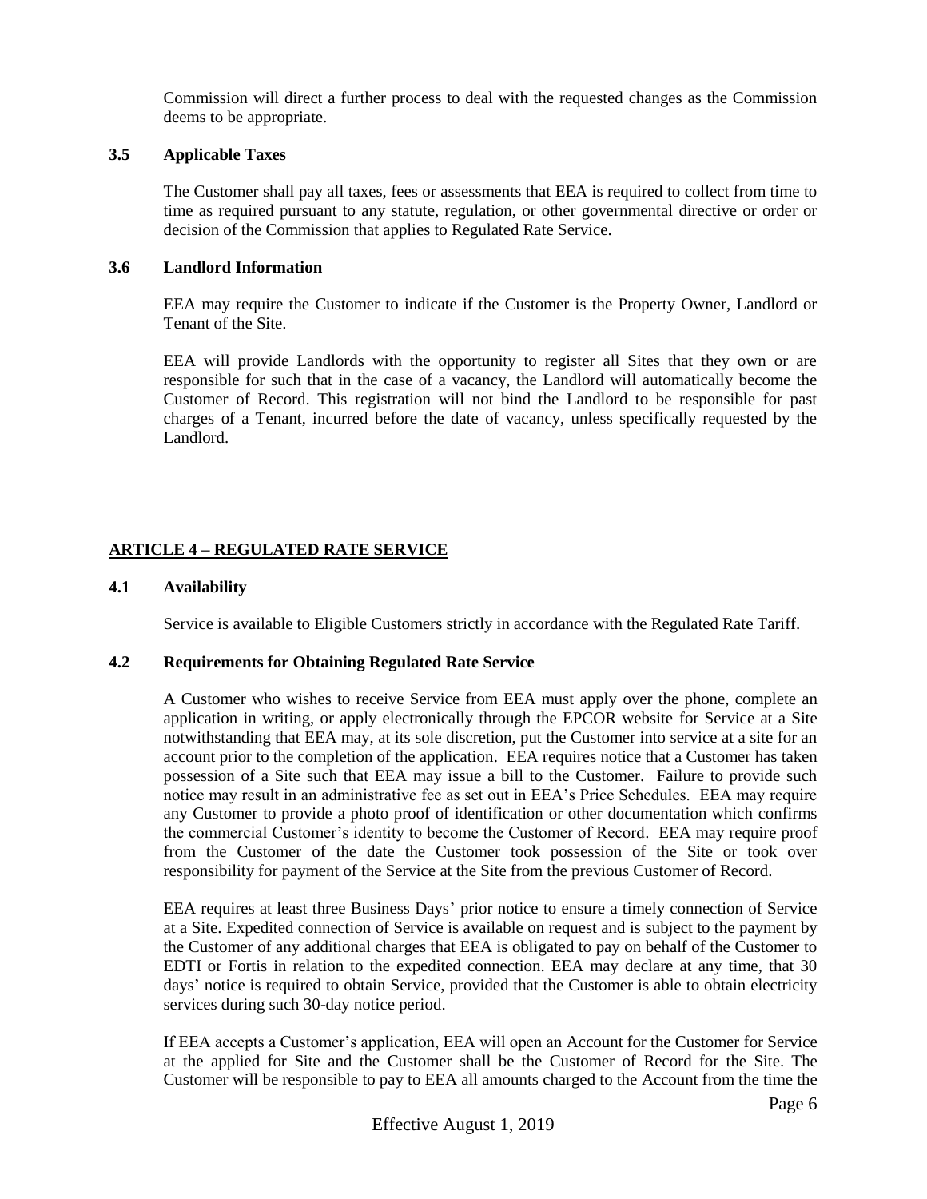Commission will direct a further process to deal with the requested changes as the Commission deems to be appropriate.

### 3.5 Applicable Taxes

The Customer shall pay all taxes, fees or assessments that EEA is required to collect from time to time as required pursuant to any statute, regulation, or other governmental directive or order or decision of the Commission that applies to Regulated Rate Service.

### 3.6 Landlord Information

EEA may require the Customer to indicate if the Customer is the Property Owner, Landlord or Tenant of the Site.

EEA will provide Landlords with the opportunity to register all Sites that they own or are responsible for such that in the case of a vacancy, the Landlord will automatically become the Customer of Record. This registration will not bind the Landlord to be responsible for past charges of a Tenant, incurred before the date of vacancy, unless specifically requested by the Landlord.

## ARTICLE 4 – REGULATED RATE SERVICE

### 4.1 Availability

Service is available to Eligible Customers strictly in accordance with the Regulated Rate Tariff.

### 4.2 Requirements for Obtaining Regulated Rate Service

A Customer who wishes to receive Service from EEA must apply over the phone, complete an application in writing, or apply electronically through the EPCOR website for Service at a Site notwithstanding that EEA may, at its sole discretion, put the Customer into service at a site for an account prior to the completion of the application. EEA requires notice that a Customer has taken possession of a Site such that EEA may issue a bill to the Customer. Failure to provide such notice may result in an administrative fee as set out in EEA's Price Schedules. EEA may require any Customer to provide a photo proof of identification or other documentation which confirms the commercial Customer's identity to become the Customer of Record. EEA may require proof from the Customer of the date the Customer took possession of the Site or took over responsibility for payment of the Service at the Site from the previous Customer of Record.

EEA requires at least three Business Days' prior notice to ensure a timely connection of Service at a Site. Expedited connection of Service is available on request and is subject to the payment by the Customer of any additional charges that EEA is obligated to pay on behalf of the Customer to EDTI or Fortis in relation to the expedited connection. EEA may declare at any time, that 30 days' notice is required to obtain Service, provided that the Customer is able to obtain electricity services during such 30-day notice period.

If EEA accepts a Customer's application, EEA will open an Account for the Customer for Service at the applied for Site and the Customer shall be the Customer of Record for the Site. The Customer will be responsible to pay to EEA all amounts charged to the Account from the time the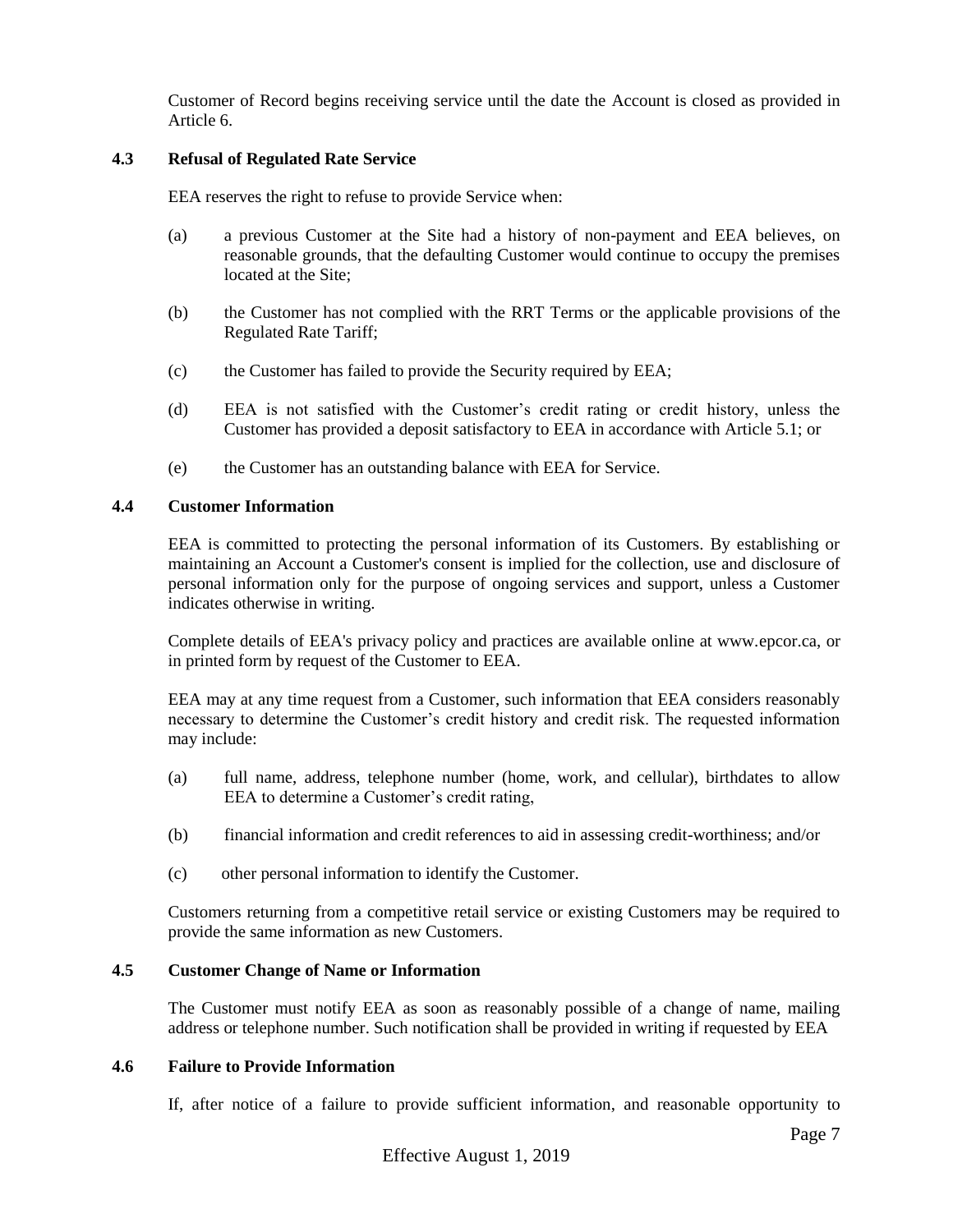Customer of Record begins receiving service until the date the Account is closed as provided in Article 6.

### 4.3 Refusal of Regulated Rate Service

EEA reserves the right to refuse to provide Service when:

(a) a previous Customer at the Site had a history of non-payment and EEA believes, on reasonable grounds, that the defaulting Customer would continue to occupy the premises located at the Site;

(b) the Customer has not complied with the RRT Terms or the applicable provisions of the Regulated Rate Tariff;

(c) the Customer has failed to provide the Security required by EEA;

(d) EEA is not satisfied with the Customer's credit rating or credit history, unless the Customer has provided a deposit satisfactory to EEA in accordance with Article 5.1; or

(e) the Customer has an outstanding balance with EEA for Service.

### 4.4 Customer Information

EEA is committed to protecting the personal information of its Customers. By establishing or maintaining an Account a Customer's consent is implied for the collection, use and disclosure of personal information only for the purpose of ongoing services and support, unless a Customer indicates otherwise in writing.

Complete details of EEA's privacy policy and practices are available online at www.epcor.ca, or in printed form by request of the Customer to EEA.

EEA may at any time request from a Customer, such information that EEA considers reasonably necessary to determine the Customer's credit history and credit risk. The requested information may include:

(a) full name, address, telephone number (home, work, and cellular), birthdates to allow EEA to determine a Customer's credit rating,

(b) financial information and credit references to aid in assessing credit-worthiness; and/or

(c) other personal information to identify the Customer.

Customers returning from a competitive retail service or existing Customers may be required to provide the same information as new Customers.

### 4.5 Customer Change of Name or Information

The Customer must notify EEA as soon as reasonably possible of a change of name, mailing address or telephone number. Such notification shall be provided in writing if requested by EEA

### 4.6 Failure to Provide Information

If, after notice of a failure to provide sufficient information, and reasonable opportunity to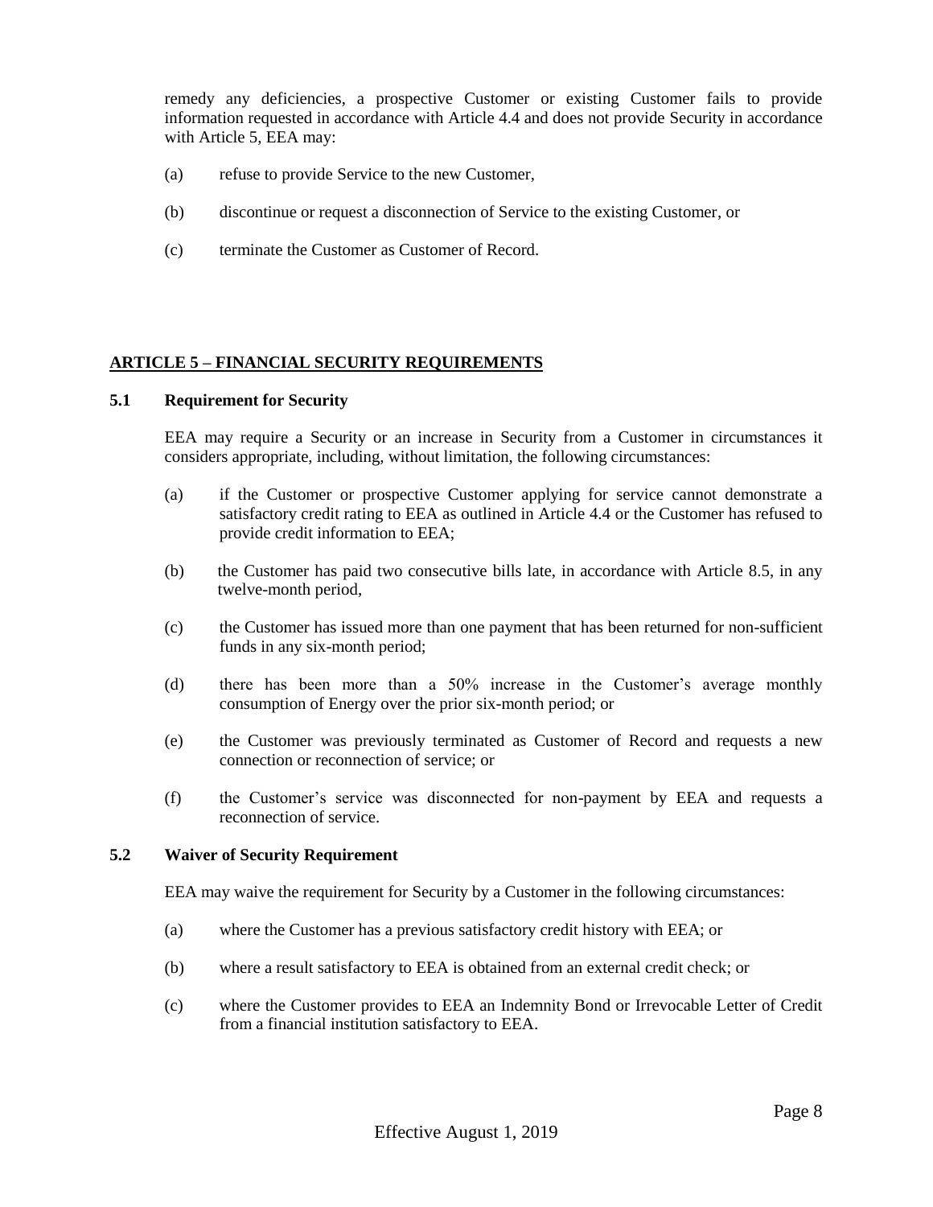remedy any deficiencies, a prospective Customer or existing Customer fails to provide information requested in accordance with Article 4.4 and does not provide Security in accordance with Article 5, EEA may:

(a) refuse to provide Service to the new Customer,

(b) discontinue or request a disconnection of Service to the existing Customer, or

(c) terminate the Customer as Customer of Record.

## ARTICLE 5 – FINANCIAL SECURITY REQUIREMENTS

### 5.1 Requirement for Security

EEA may require a Security or an increase in Security from a Customer in circumstances it considers appropriate, including, without limitation, the following circumstances:

(a) if the Customer or prospective Customer applying for service cannot demonstrate a satisfactory credit rating to EEA as outlined in Article 4.4 or the Customer has refused to provide credit information to EEA;

(b) the Customer has paid two consecutive bills late, in accordance with Article 8.5, in any twelve-month period,

(c) the Customer has issued more than one payment that has been returned for non-sufficient funds in any six-month period;

(d) there has been more than a 50% increase in the Customer's average monthly consumption of Energy over the prior six-month period; or

(e) the Customer was previously terminated as Customer of Record and requests a new connection or reconnection of service; or

(f) the Customer's service was disconnected for non-payment by EEA and requests a reconnection of service.

### 5.2 Waiver of Security Requirement

EEA may waive the requirement for Security by a Customer in the following circumstances:

(a) where the Customer has a previous satisfactory credit history with EEA; or

(b) where a result satisfactory to EEA is obtained from an external credit check; or

(c) where the Customer provides to EEA an Indemnity Bond or Irrevocable Letter of Credit from a financial institution satisfactory to EEA.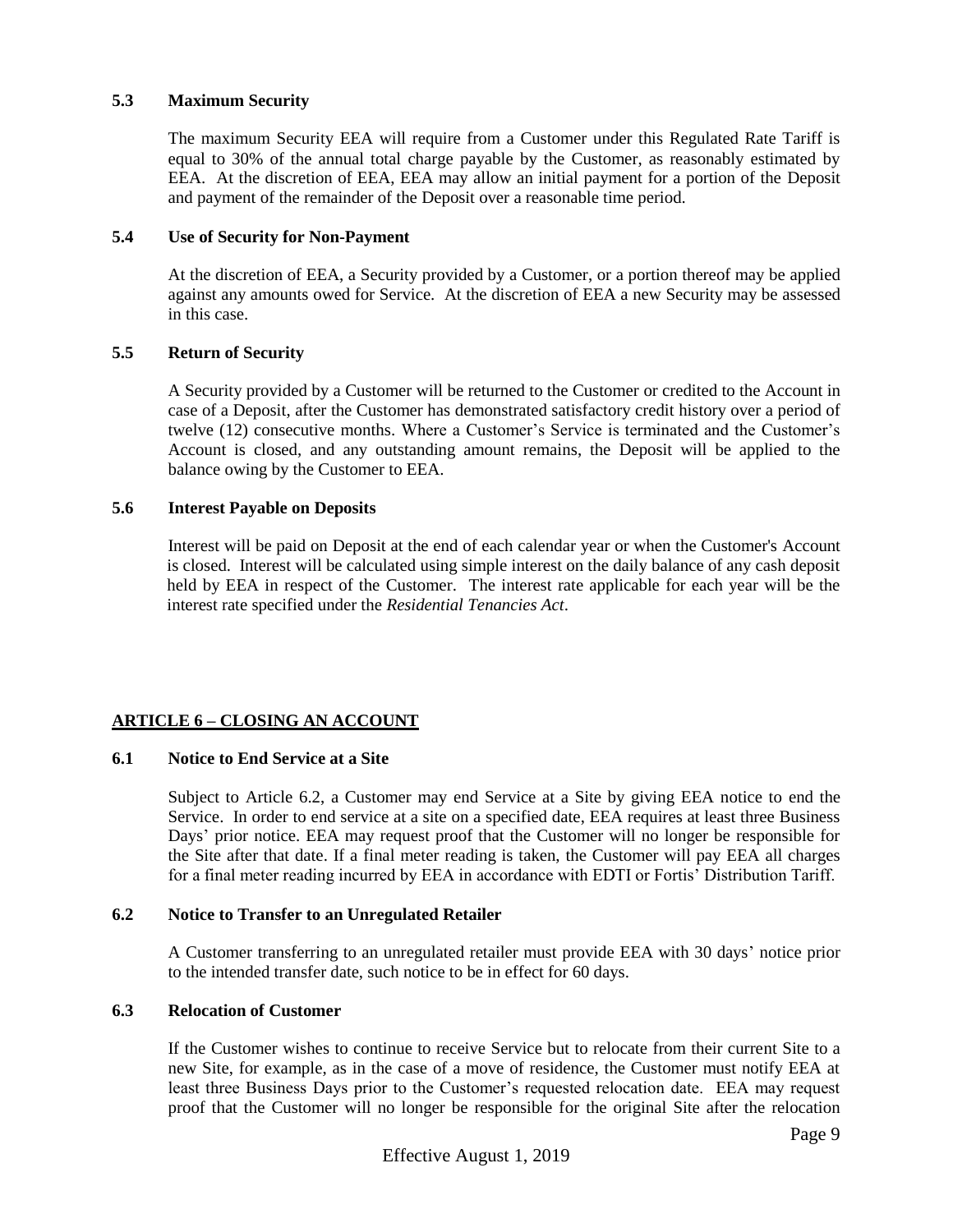### 5.3 Maximum Security

The maximum Security EEA will require from a Customer under this Regulated Rate Tariff is equal to 30% of the annual total charge payable by the Customer, as reasonably estimated by EEA. At the discretion of EEA, EEA may allow an initial payment for a portion of the Deposit and payment of the remainder of the Deposit over a reasonable time period.

### 5.4 Use of Security for Non-Payment

At the discretion of EEA, a Security provided by a Customer, or a portion thereof may be applied against any amounts owed for Service. At the discretion of EEA a new Security may be assessed in this case.

### 5.5 Return of Security

A Security provided by a Customer will be returned to the Customer or credited to the Account in case of a Deposit, after the Customer has demonstrated satisfactory credit history over a period of twelve (12) consecutive months. Where a Customer's Service is terminated and the Customer's Account is closed, and any outstanding amount remains, the Deposit will be applied to the balance owing by the Customer to EEA.

### 5.6 Interest Payable on Deposits

Interest will be paid on Deposit at the end of each calendar year or when the Customer's Account is closed. Interest will be calculated using simple interest on the daily balance of any cash deposit held by EEA in respect of the Customer. The interest rate applicable for each year will be the interest rate specified under the *Residential Tenancies Act*.

## ARTICLE 6 – CLOSING AN ACCOUNT

### 6.1 Notice to End Service at a Site

Subject to Article 6.2, a Customer may end Service at a Site by giving EEA notice to end the Service. In order to end service at a site on a specified date, EEA requires at least three Business Days' prior notice. EEA may request proof that the Customer will no longer be responsible for the Site after that date. If a final meter reading is taken, the Customer will pay EEA all charges for a final meter reading incurred by EEA in accordance with EDTI or Fortis' Distribution Tariff.

### 6.2 Notice to Transfer to an Unregulated Retailer

A Customer transferring to an unregulated retailer must provide EEA with 30 days' notice prior to the intended transfer date, such notice to be in effect for 60 days.

### 6.3 Relocation of Customer

If the Customer wishes to continue to receive Service but to relocate from their current Site to a new Site, for example, as in the case of a move of residence, the Customer must notify EEA at least three Business Days prior to the Customer's requested relocation date. EEA may request proof that the Customer will no longer be responsible for the original Site after the relocation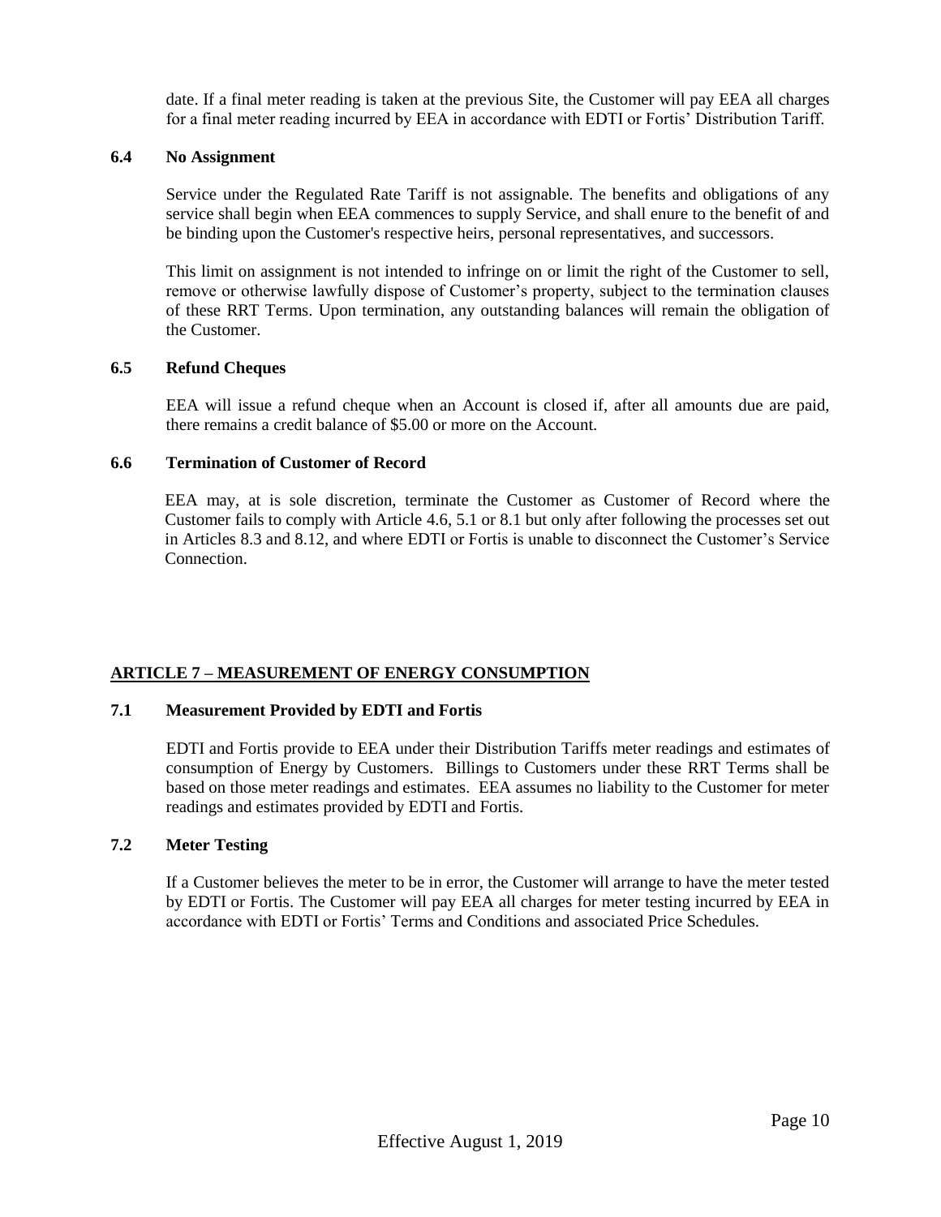date. If a final meter reading is taken at the previous Site, the Customer will pay EEA all charges for a final meter reading incurred by EEA in accordance with EDTI or Fortis' Distribution Tariff.

### 6.4 No Assignment

Service under the Regulated Rate Tariff is not assignable. The benefits and obligations of any service shall begin when EEA commences to supply Service, and shall enure to the benefit of and be binding upon the Customer's respective heirs, personal representatives, and successors.

This limit on assignment is not intended to infringe on or limit the right of the Customer to sell, remove or otherwise lawfully dispose of Customer's property, subject to the termination clauses of these RRT Terms. Upon termination, any outstanding balances will remain the obligation of the Customer.

### 6.5 Refund Cheques

EEA will issue a refund cheque when an Account is closed if, after all amounts due are paid, there remains a credit balance of $5.00 or more on the Account.

### 6.6 Termination of Customer of Record

EEA may, at is sole discretion, terminate the Customer as Customer of Record where the Customer fails to comply with Article 4.6, 5.1 or 8.1 but only after following the processes set out in Articles 8.3 and 8.12, and where EDTI or Fortis is unable to disconnect the Customer's Service Connection.

## ARTICLE 7 – MEASUREMENT OF ENERGY CONSUMPTION

### 7.1 Measurement Provided by EDTI and Fortis

EDTI and Fortis provide to EEA under their Distribution Tariffs meter readings and estimates of consumption of Energy by Customers. Billings to Customers under these RRT Terms shall be based on those meter readings and estimates. EEA assumes no liability to the Customer for meter readings and estimates provided by EDTI and Fortis.

### 7.2 Meter Testing

If a Customer believes the meter to be in error, the Customer will arrange to have the meter tested by EDTI or Fortis. The Customer will pay EEA all charges for meter testing incurred by EEA in accordance with EDTI or Fortis' Terms and Conditions and associated Price Schedules.

Effective August 1, 2019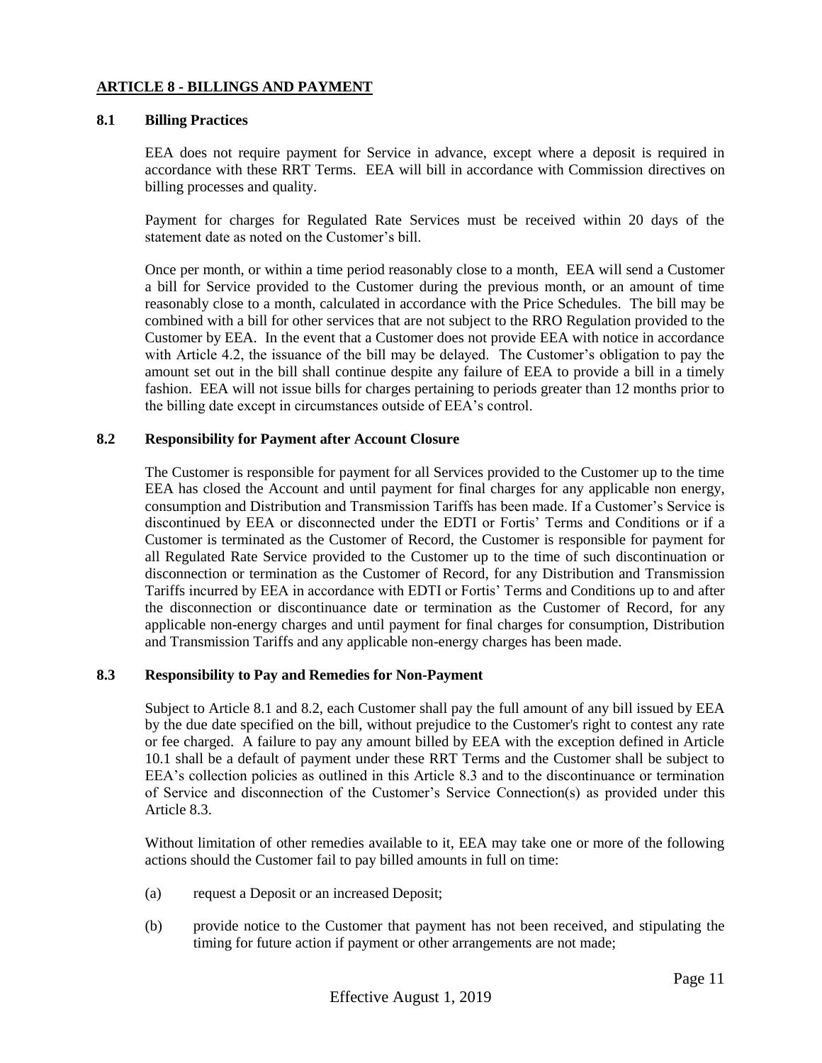## ARTICLE 8 - BILLINGS AND PAYMENT

### 8.1 Billing Practices

EEA does not require payment for Service in advance, except where a deposit is required in accordance with these RRT Terms. EEA will bill in accordance with Commission directives on billing processes and quality.

Payment for charges for Regulated Rate Services must be received within 20 days of the statement date as noted on the Customer's bill.

Once per month, or within a time period reasonably close to a month, EEA will send a Customer a bill for Service provided to the Customer during the previous month, or an amount of time reasonably close to a month, calculated in accordance with the Price Schedules. The bill may be combined with a bill for other services that are not subject to the RRO Regulation provided to the Customer by EEA. In the event that a Customer does not provide EEA with notice in accordance with Article 4.2, the issuance of the bill may be delayed. The Customer's obligation to pay the amount set out in the bill shall continue despite any failure of EEA to provide a bill in a timely fashion. EEA will not issue bills for charges pertaining to periods greater than 12 months prior to the billing date except in circumstances outside of EEA's control.

### 8.2 Responsibility for Payment after Account Closure

The Customer is responsible for payment for all Services provided to the Customer up to the time EEA has closed the Account and until payment for final charges for any applicable non energy, consumption and Distribution and Transmission Tariffs has been made. If a Customer's Service is discontinued by EEA or disconnected under the EDTI or Fortis' Terms and Conditions or if a Customer is terminated as the Customer of Record, the Customer is responsible for payment for all Regulated Rate Service provided to the Customer up to the time of such discontinuation or disconnection or termination as the Customer of Record, for any Distribution and Transmission Tariffs incurred by EEA in accordance with EDTI or Fortis' Terms and Conditions up to and after the disconnection or discontinuance date or termination as the Customer of Record, for any applicable non-energy charges and until payment for final charges for consumption, Distribution and Transmission Tariffs and any applicable non-energy charges has been made.

### 8.3 Responsibility to Pay and Remedies for Non-Payment

Subject to Article 8.1 and 8.2, each Customer shall pay the full amount of any bill issued by EEA by the due date specified on the bill, without prejudice to the Customer's right to contest any rate or fee charged. A failure to pay any amount billed by EEA with the exception defined in Article 10.1 shall be a default of payment under these RRT Terms and the Customer shall be subject to EEA's collection policies as outlined in this Article 8.3 and to the discontinuance or termination of Service and disconnection of the Customer's Service Connection(s) as provided under this Article 8.3.

Without limitation of other remedies available to it, EEA may take one or more of the following actions should the Customer fail to pay billed amounts in full on time:

(a) request a Deposit or an increased Deposit;

(b) provide notice to the Customer that payment has not been received, and stipulating the timing for future action if payment or other arrangements are not made;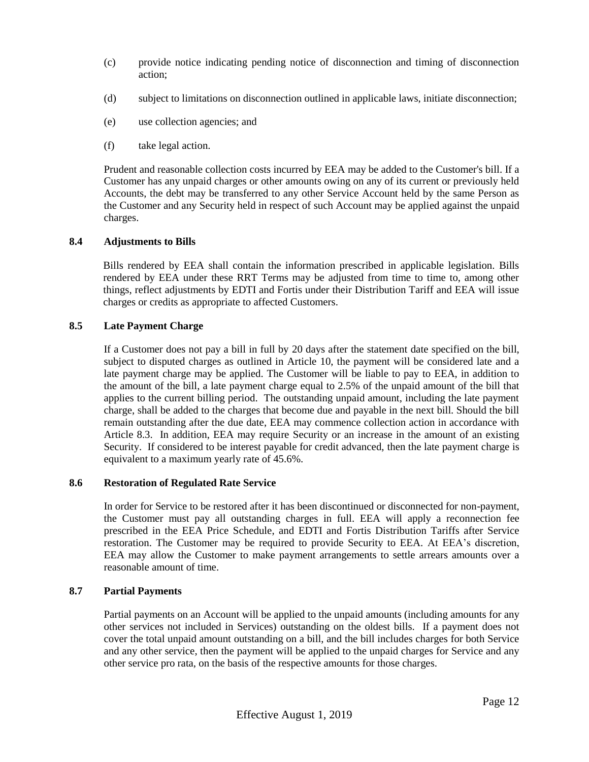(c) provide notice indicating pending notice of disconnection and timing of disconnection action;

(d) subject to limitations on disconnection outlined in applicable laws, initiate disconnection;

(e) use collection agencies; and

(f) take legal action.

Prudent and reasonable collection costs incurred by EEA may be added to the Customer's bill. If a Customer has any unpaid charges or other amounts owing on any of its current or previously held Accounts, the debt may be transferred to any other Service Account held by the same Person as the Customer and any Security held in respect of such Account may be applied against the unpaid charges.

### 8.4 Adjustments to Bills

Bills rendered by EEA shall contain the information prescribed in applicable legislation. Bills rendered by EEA under these RRT Terms may be adjusted from time to time to, among other things, reflect adjustments by EDTI and Fortis under their Distribution Tariff and EEA will issue charges or credits as appropriate to affected Customers.

### 8.5 Late Payment Charge

If a Customer does not pay a bill in full by 20 days after the statement date specified on the bill, subject to disputed charges as outlined in Article 10, the payment will be considered late and a late payment charge may be applied. The Customer will be liable to pay to EEA, in addition to the amount of the bill, a late payment charge equal to 2.5% of the unpaid amount of the bill that applies to the current billing period. The outstanding unpaid amount, including the late payment charge, shall be added to the charges that become due and payable in the next bill. Should the bill remain outstanding after the due date, EEA may commence collection action in accordance with Article 8.3. In addition, EEA may require Security or an increase in the amount of an existing Security. If considered to be interest payable for credit advanced, then the late payment charge is equivalent to a maximum yearly rate of 45.6%.

### 8.6 Restoration of Regulated Rate Service

In order for Service to be restored after it has been discontinued or disconnected for non-payment, the Customer must pay all outstanding charges in full. EEA will apply a reconnection fee prescribed in the EEA Price Schedule, and EDTI and Fortis Distribution Tariffs after Service restoration. The Customer may be required to provide Security to EEA. At EEA's discretion, EEA may allow the Customer to make payment arrangements to settle arrears amounts over a reasonable amount of time.

### 8.7 Partial Payments

Partial payments on an Account will be applied to the unpaid amounts (including amounts for any other services not included in Services) outstanding on the oldest bills. If a payment does not cover the total unpaid amount outstanding on a bill, and the bill includes charges for both Service and any other service, then the payment will be applied to the unpaid charges for Service and any other service pro rata, on the basis of the respective amounts for those charges.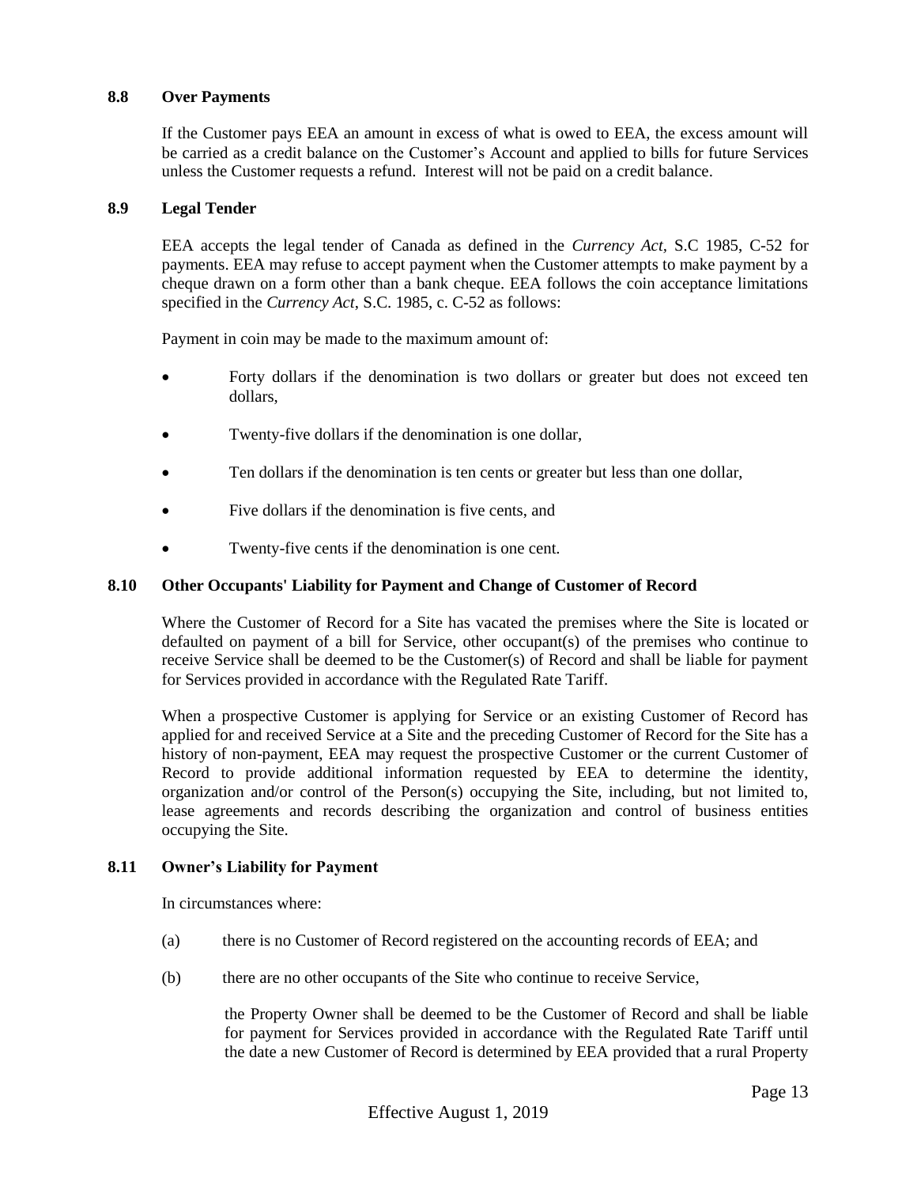### 8.8 Over Payments

If the Customer pays EEA an amount in excess of what is owed to EEA, the excess amount will be carried as a credit balance on the Customer's Account and applied to bills for future Services unless the Customer requests a refund. Interest will not be paid on a credit balance.

### 8.9 Legal Tender

EEA accepts the legal tender of Canada as defined in the *Currency Act*, S.C 1985, C-52 for payments. EEA may refuse to accept payment when the Customer attempts to make payment by a cheque drawn on a form other than a bank cheque. EEA follows the coin acceptance limitations specified in the *Currency Act*, S.C. 1985, c. C-52 as follows:

Payment in coin may be made to the maximum amount of:

- Forty dollars if the denomination is two dollars or greater but does not exceed ten dollars,
- Twenty-five dollars if the denomination is one dollar,
- Ten dollars if the denomination is ten cents or greater but less than one dollar,
- Five dollars if the denomination is five cents, and
- Twenty-five cents if the denomination is one cent.

### 8.10 Other Occupants' Liability for Payment and Change of Customer of Record

Where the Customer of Record for a Site has vacated the premises where the Site is located or defaulted on payment of a bill for Service, other occupant(s) of the premises who continue to receive Service shall be deemed to be the Customer(s) of Record and shall be liable for payment for Services provided in accordance with the Regulated Rate Tariff.

When a prospective Customer is applying for Service or an existing Customer of Record has applied for and received Service at a Site and the preceding Customer of Record for the Site has a history of non-payment, EEA may request the prospective Customer or the current Customer of Record to provide additional information requested by EEA to determine the identity, organization and/or control of the Person(s) occupying the Site, including, but not limited to, lease agreements and records describing the organization and control of business entities occupying the Site.

### 8.11 Owner's Liability for Payment

In circumstances where:

(a) there is no Customer of Record registered on the accounting records of EEA; and

(b) there are no other occupants of the Site who continue to receive Service,

the Property Owner shall be deemed to be the Customer of Record and shall be liable for payment for Services provided in accordance with the Regulated Rate Tariff until the date a new Customer of Record is determined by EEA provided that a rural Property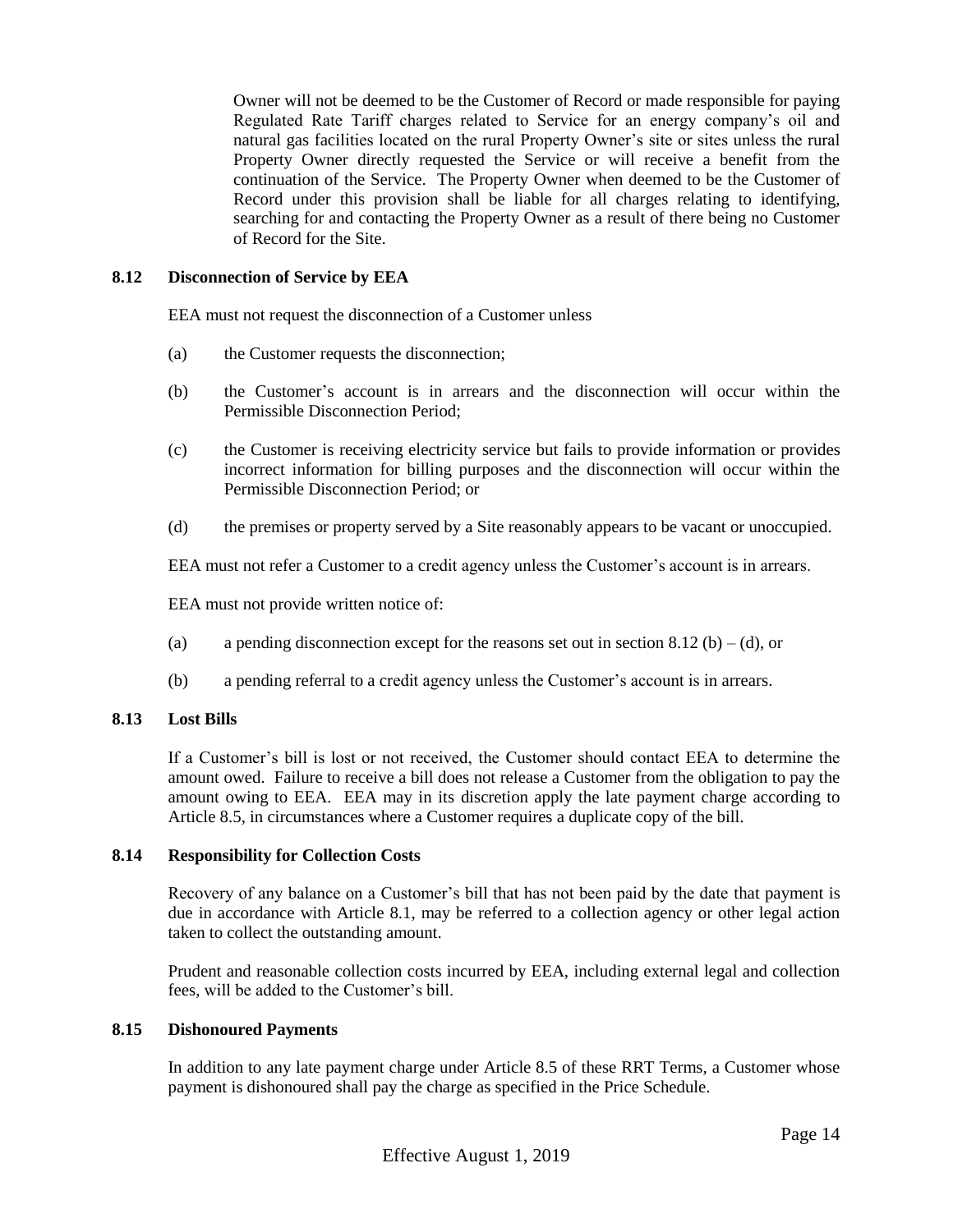Owner will not be deemed to be the Customer of Record or made responsible for paying Regulated Rate Tariff charges related to Service for an energy company's oil and natural gas facilities located on the rural Property Owner's site or sites unless the rural Property Owner directly requested the Service or will receive a benefit from the continuation of the Service. The Property Owner when deemed to be the Customer of Record under this provision shall be liable for all charges relating to identifying, searching for and contacting the Property Owner as a result of there being no Customer of Record for the Site.

### 8.12 Disconnection of Service by EEA

EEA must not request the disconnection of a Customer unless

(a) the Customer requests the disconnection;

(b) the Customer's account is in arrears and the disconnection will occur within the Permissible Disconnection Period;

(c) the Customer is receiving electricity service but fails to provide information or provides incorrect information for billing purposes and the disconnection will occur within the Permissible Disconnection Period; or

(d) the premises or property served by a Site reasonably appears to be vacant or unoccupied.

EEA must not refer a Customer to a credit agency unless the Customer's account is in arrears.

EEA must not provide written notice of:

(a) a pending disconnection except for the reasons set out in section 8.12 (b) – (d), or

(b) a pending referral to a credit agency unless the Customer's account is in arrears.

### 8.13 Lost Bills

If a Customer's bill is lost or not received, the Customer should contact EEA to determine the amount owed. Failure to receive a bill does not release a Customer from the obligation to pay the amount owing to EEA. EEA may in its discretion apply the late payment charge according to Article 8.5, in circumstances where a Customer requires a duplicate copy of the bill.

### 8.14 Responsibility for Collection Costs

Recovery of any balance on a Customer's bill that has not been paid by the date that payment is due in accordance with Article 8.1, may be referred to a collection agency or other legal action taken to collect the outstanding amount.

Prudent and reasonable collection costs incurred by EEA, including external legal and collection fees, will be added to the Customer's bill.

### 8.15 Dishonoured Payments

In addition to any late payment charge under Article 8.5 of these RRT Terms, a Customer whose payment is dishonoured shall pay the charge as specified in the Price Schedule.

Effective August 1, 2019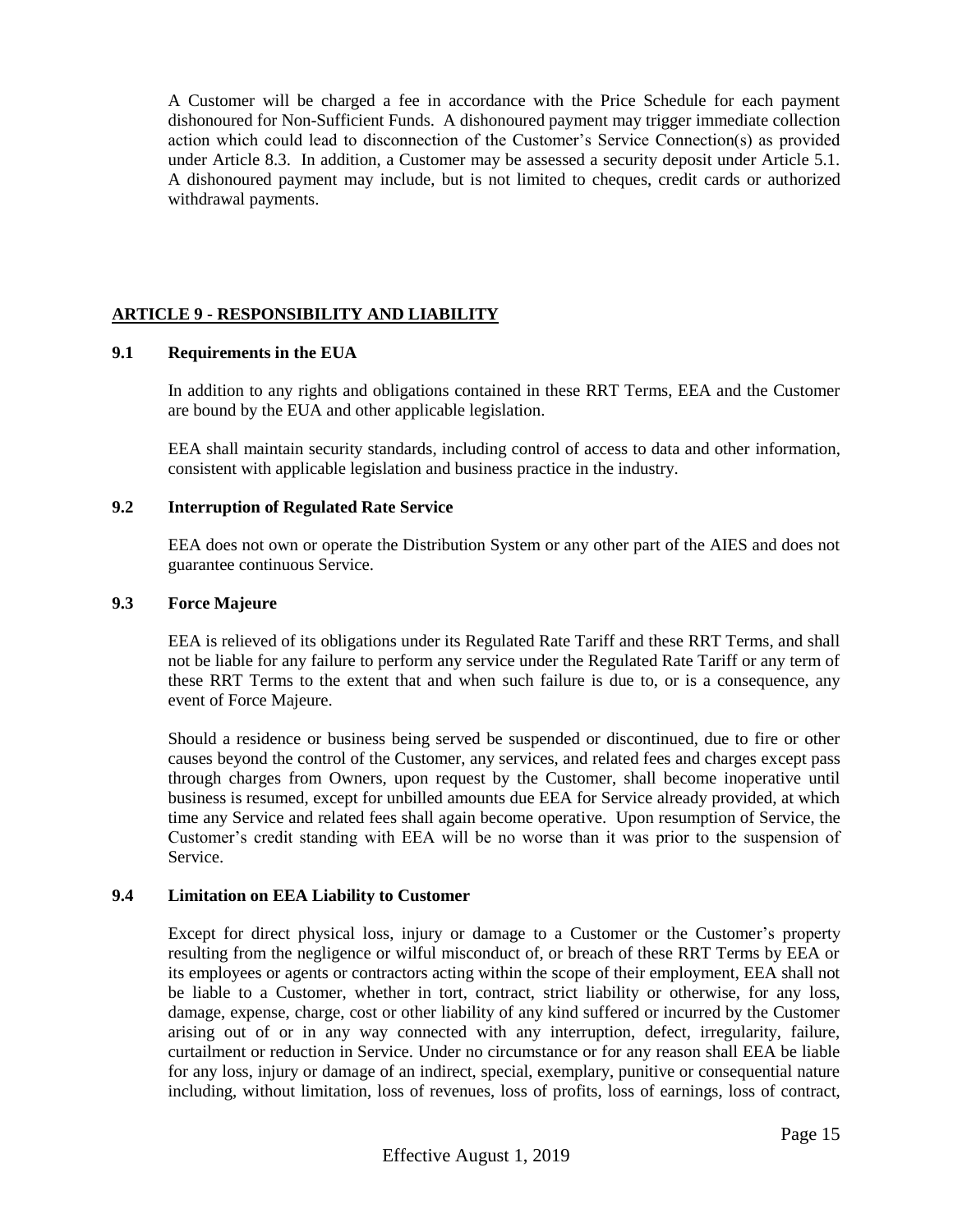A Customer will be charged a fee in accordance with the Price Schedule for each payment dishonoured for Non-Sufficient Funds. A dishonoured payment may trigger immediate collection action which could lead to disconnection of the Customer's Service Connection(s) as provided under Article 8.3. In addition, a Customer may be assessed a security deposit under Article 5.1. A dishonoured payment may include, but is not limited to cheques, credit cards or authorized withdrawal payments.

## ARTICLE 9 - RESPONSIBILITY AND LIABILITY

### 9.1 Requirements in the EUA

In addition to any rights and obligations contained in these RRT Terms, EEA and the Customer are bound by the EUA and other applicable legislation.

EEA shall maintain security standards, including control of access to data and other information, consistent with applicable legislation and business practice in the industry.

### 9.2 Interruption of Regulated Rate Service

EEA does not own or operate the Distribution System or any other part of the AIES and does not guarantee continuous Service.

### 9.3 Force Majeure

EEA is relieved of its obligations under its Regulated Rate Tariff and these RRT Terms, and shall not be liable for any failure to perform any service under the Regulated Rate Tariff or any term of these RRT Terms to the extent that and when such failure is due to, or is a consequence, any event of Force Majeure.

Should a residence or business being served be suspended or discontinued, due to fire or other causes beyond the control of the Customer, any services, and related fees and charges except pass through charges from Owners, upon request by the Customer, shall become inoperative until business is resumed, except for unbilled amounts due EEA for Service already provided, at which time any Service and related fees shall again become operative. Upon resumption of Service, the Customer's credit standing with EEA will be no worse than it was prior to the suspension of Service.

### 9.4 Limitation on EEA Liability to Customer

Except for direct physical loss, injury or damage to a Customer or the Customer's property resulting from the negligence or wilful misconduct of, or breach of these RRT Terms by EEA or its employees or agents or contractors acting within the scope of their employment, EEA shall not be liable to a Customer, whether in tort, contract, strict liability or otherwise, for any loss, damage, expense, charge, cost or other liability of any kind suffered or incurred by the Customer arising out of or in any way connected with any interruption, defect, irregularity, failure, curtailment or reduction in Service. Under no circumstance or for any reason shall EEA be liable for any loss, injury or damage of an indirect, special, exemplary, punitive or consequential nature including, without limitation, loss of revenues, loss of profits, loss of earnings, loss of contract,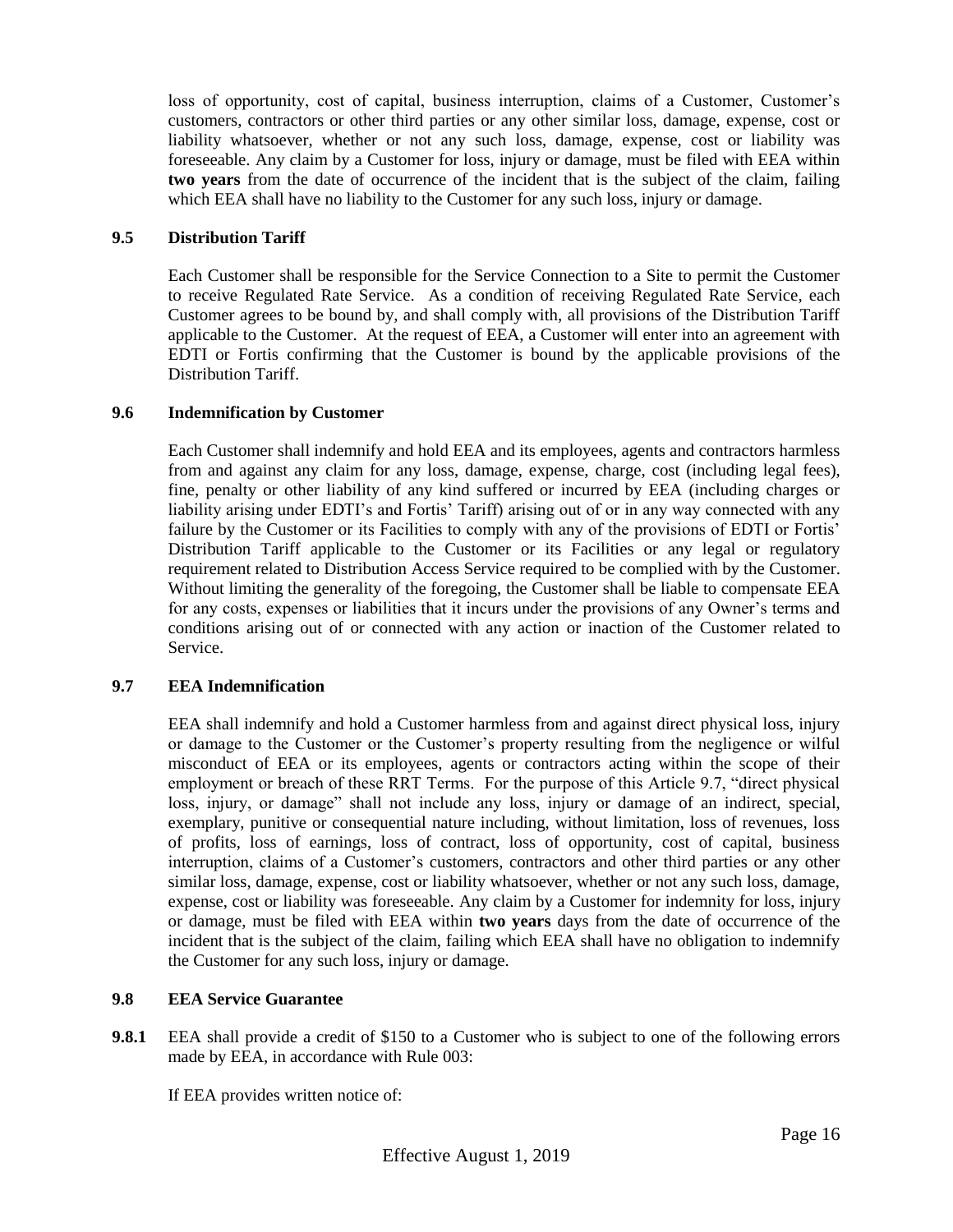loss of opportunity, cost of capital, business interruption, claims of a Customer, Customer's customers, contractors or other third parties or any other similar loss, damage, expense, cost or liability whatsoever, whether or not any such loss, damage, expense, cost or liability was foreseeable. Any claim by a Customer for loss, injury or damage, must be filed with EEA within **two years** from the date of occurrence of the incident that is the subject of the claim, failing which EEA shall have no liability to the Customer for any such loss, injury or damage.

### 9.5 Distribution Tariff

Each Customer shall be responsible for the Service Connection to a Site to permit the Customer to receive Regulated Rate Service. As a condition of receiving Regulated Rate Service, each Customer agrees to be bound by, and shall comply with, all provisions of the Distribution Tariff applicable to the Customer. At the request of EEA, a Customer will enter into an agreement with EDTI or Fortis confirming that the Customer is bound by the applicable provisions of the Distribution Tariff.

### 9.6 Indemnification by Customer

Each Customer shall indemnify and hold EEA and its employees, agents and contractors harmless from and against any claim for any loss, damage, expense, charge, cost (including legal fees), fine, penalty or other liability of any kind suffered or incurred by EEA (including charges or liability arising under EDTI's and Fortis' Tariff) arising out of or in any way connected with any failure by the Customer or its Facilities to comply with any of the provisions of EDTI or Fortis' Distribution Tariff applicable to the Customer or its Facilities or any legal or regulatory requirement related to Distribution Access Service required to be complied with by the Customer. Without limiting the generality of the foregoing, the Customer shall be liable to compensate EEA for any costs, expenses or liabilities that it incurs under the provisions of any Owner's terms and conditions arising out of or connected with any action or inaction of the Customer related to Service.

### 9.7 EEA Indemnification

EEA shall indemnify and hold a Customer harmless from and against direct physical loss, injury or damage to the Customer or the Customer's property resulting from the negligence or wilful misconduct of EEA or its employees, agents or contractors acting within the scope of their employment or breach of these RRT Terms. For the purpose of this Article 9.7, "direct physical loss, injury, or damage" shall not include any loss, injury or damage of an indirect, special, exemplary, punitive or consequential nature including, without limitation, loss of revenues, loss of profits, loss of earnings, loss of contract, loss of opportunity, cost of capital, business interruption, claims of a Customer's customers, contractors and other third parties or any other similar loss, damage, expense, cost or liability whatsoever, whether or not any such loss, damage, expense, cost or liability was foreseeable. Any claim by a Customer for indemnity for loss, injury or damage, must be filed with EEA within **two years** days from the date of occurrence of the incident that is the subject of the claim, failing which EEA shall have no obligation to indemnify the Customer for any such loss, injury or damage.

### 9.8 EEA Service Guarantee

**9.8.1** EEA shall provide a credit of $150 to a Customer who is subject to one of the following errors made by EEA, in accordance with Rule 003:

If EEA provides written notice of: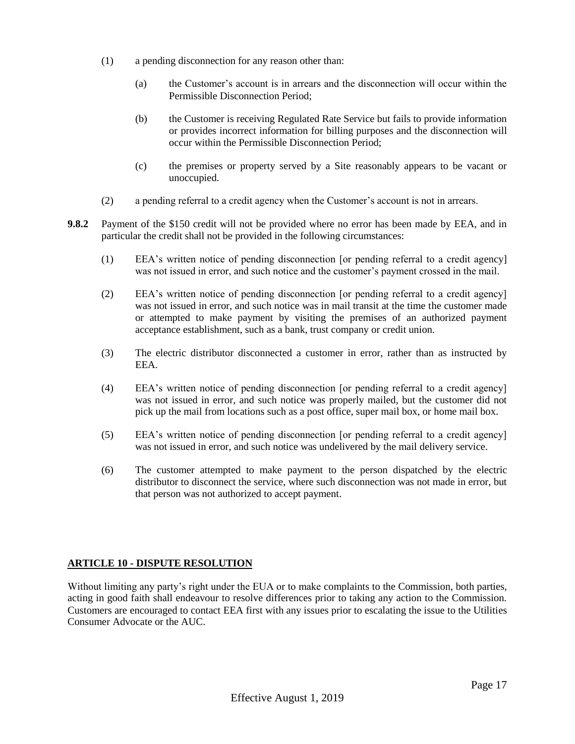(1) a pending disconnection for any reason other than:

   (a) the Customer's account is in arrears and the disconnection will occur within the Permissible Disconnection Period;

   (b) the Customer is receiving Regulated Rate Service but fails to provide information or provides incorrect information for billing purposes and the disconnection will occur within the Permissible Disconnection Period;

   (c) the premises or property served by a Site reasonably appears to be vacant or unoccupied.

(2) a pending referral to a credit agency when the Customer's account is not in arrears.

**9.8.2** Payment of the $150 credit will not be provided where no error has been made by EEA, and in particular the credit shall not be provided in the following circumstances:

(1) EEA's written notice of pending disconnection [or pending referral to a credit agency] was not issued in error, and such notice and the customer's payment crossed in the mail.

(2) EEA's written notice of pending disconnection [or pending referral to a credit agency] was not issued in error, and such notice was in mail transit at the time the customer made or attempted to make payment by visiting the premises of an authorized payment acceptance establishment, such as a bank, trust company or credit union.

(3) The electric distributor disconnected a customer in error, rather than as instructed by EEA.

(4) EEA's written notice of pending disconnection [or pending referral to a credit agency] was not issued in error, and such notice was properly mailed, but the customer did not pick up the mail from locations such as a post office, super mail box, or home mail box.

(5) EEA's written notice of pending disconnection [or pending referral to a credit agency] was not issued in error, and such notice was undelivered by the mail delivery service.

(6) The customer attempted to make payment to the person dispatched by the electric distributor to disconnect the service, where such disconnection was not made in error, but that person was not authorized to accept payment.

## ARTICLE 10 - DISPUTE RESOLUTION

Without limiting any party's right under the EUA or to make complaints to the Commission, both parties, acting in good faith shall endeavour to resolve differences prior to taking any action to the Commission. Customers are encouraged to contact EEA first with any issues prior to escalating the issue to the Utilities Consumer Advocate or the AUC.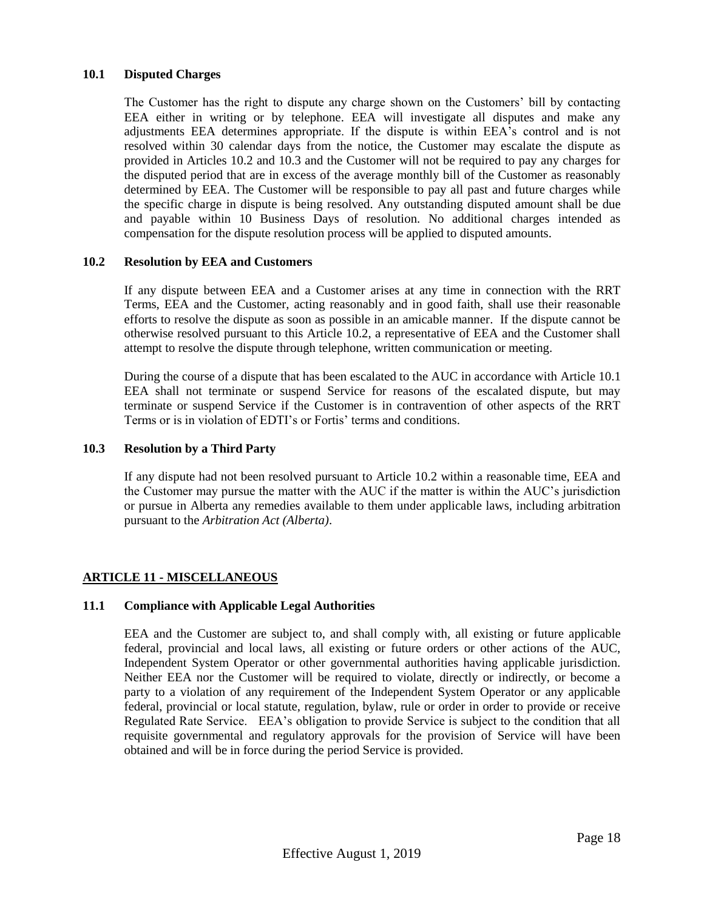### 10.1 Disputed Charges

The Customer has the right to dispute any charge shown on the Customers' bill by contacting EEA either in writing or by telephone. EEA will investigate all disputes and make any adjustments EEA determines appropriate. If the dispute is within EEA's control and is not resolved within 30 calendar days from the notice, the Customer may escalate the dispute as provided in Articles 10.2 and 10.3 and the Customer will not be required to pay any charges for the disputed period that are in excess of the average monthly bill of the Customer as reasonably determined by EEA. The Customer will be responsible to pay all past and future charges while the specific charge in dispute is being resolved. Any outstanding disputed amount shall be due and payable within 10 Business Days of resolution. No additional charges intended as compensation for the dispute resolution process will be applied to disputed amounts.

### 10.2 Resolution by EEA and Customers

If any dispute between EEA and a Customer arises at any time in connection with the RRT Terms, EEA and the Customer, acting reasonably and in good faith, shall use their reasonable efforts to resolve the dispute as soon as possible in an amicable manner. If the dispute cannot be otherwise resolved pursuant to this Article 10.2, a representative of EEA and the Customer shall attempt to resolve the dispute through telephone, written communication or meeting.

During the course of a dispute that has been escalated to the AUC in accordance with Article 10.1 EEA shall not terminate or suspend Service for reasons of the escalated dispute, but may terminate or suspend Service if the Customer is in contravention of other aspects of the RRT Terms or is in violation of EDTI's or Fortis' terms and conditions.

### 10.3 Resolution by a Third Party

If any dispute had not been resolved pursuant to Article 10.2 within a reasonable time, EEA and the Customer may pursue the matter with the AUC if the matter is within the AUC's jurisdiction or pursue in Alberta any remedies available to them under applicable laws, including arbitration pursuant to the *Arbitration Act (Alberta)*.

## ARTICLE 11 - MISCELLANEOUS

### 11.1 Compliance with Applicable Legal Authorities

EEA and the Customer are subject to, and shall comply with, all existing or future applicable federal, provincial and local laws, all existing or future orders or other actions of the AUC, Independent System Operator or other governmental authorities having applicable jurisdiction. Neither EEA nor the Customer will be required to violate, directly or indirectly, or become a party to a violation of any requirement of the Independent System Operator or any applicable federal, provincial or local statute, regulation, bylaw, rule or order in order to provide or receive Regulated Rate Service. EEA's obligation to provide Service is subject to the condition that all requisite governmental and regulatory approvals for the provision of Service will have been obtained and will be in force during the period Service is provided.

Effective August 1, 2019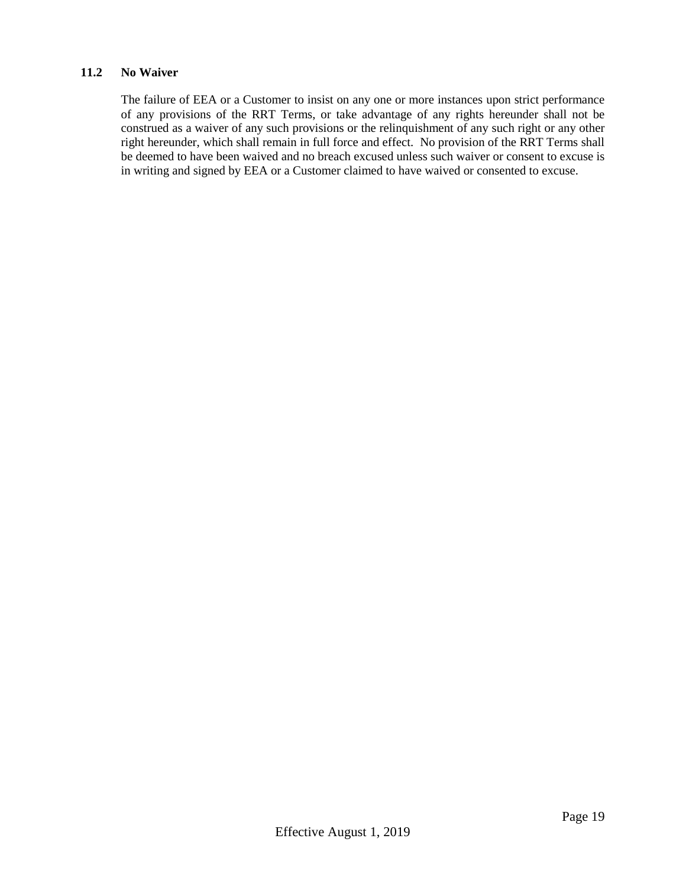### 11.2 No Waiver

The failure of EEA or a Customer to insist on any one or more instances upon strict performance of any provisions of the RRT Terms, or take advantage of any rights hereunder shall not be construed as a waiver of any such provisions or the relinquishment of any such right or any other right hereunder, which shall remain in full force and effect. No provision of the RRT Terms shall be deemed to have been waived and no breach excused unless such waiver or consent to excuse is in writing and signed by EEA or a Customer claimed to have waived or consented to excuse.